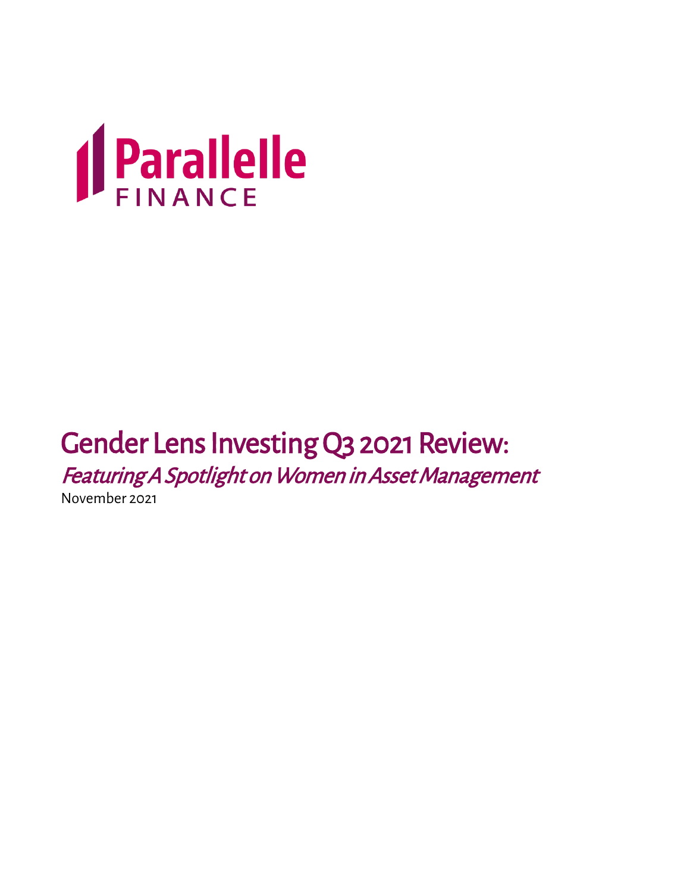Parallelle FINANCE

# Gender Lens Investing Q3 2021 Review:

*Featuring A Spotlight on Women in Asset Management*

November 2021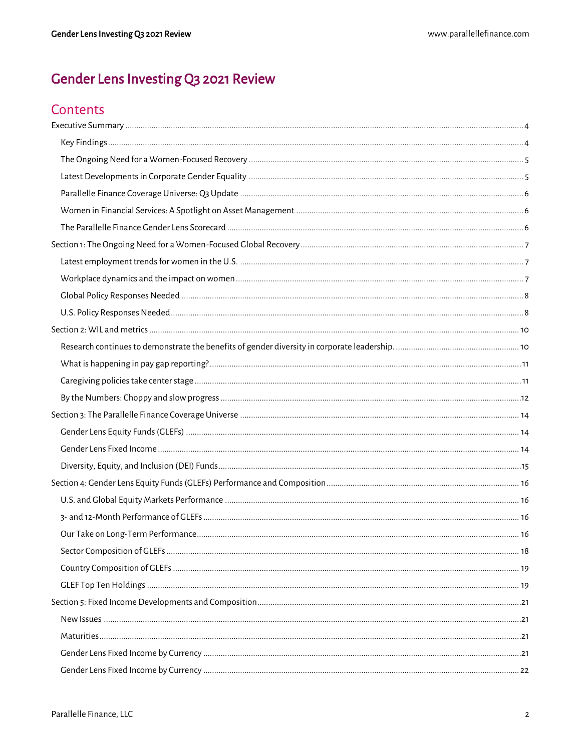# Gender Lens Investing Q3 2021 Review

## Contents

Executive Summary ........ 4

- Key Findings ........ 4
- The Ongoing Need for a Women-Focused Recovery ........ 5
- Latest Developments in Corporate Gender Equality ........ 5
- Parallelle Finance Coverage Universe: Q3 Update ........ 6
- Women in Financial Services: A Spotlight on Asset Management ........ 6
- The Parallelle Finance Gender Lens Scorecard ........ 6

Section 1: The Ongoing Need for a Women-Focused Global Recovery ........ 7

- Latest employment trends for women in the U.S. ........ 7
- Workplace dynamics and the impact on women ........ 7
- Global Policy Responses Needed ........ 8
- U.S. Policy Responses Needed ........ 8

Section 2: WIL and metrics ........ 10

- Research continues to demonstrate the benefits of gender diversity in corporate leadership. ........ 10
- What is happening in pay gap reporting? ........ 11
- Caregiving policies take center stage ........ 11
- By the Numbers: Choppy and slow progress ........ 12

Section 3: The Parallelle Finance Coverage Universe ........ 14

- Gender Lens Equity Funds (GLEFs) ........ 14
- Gender Lens Fixed Income ........ 14
- Diversity, Equity, and Inclusion (DEI) Funds ........ 15

Section 4: Gender Lens Equity Funds (GLEFs) Performance and Composition ........ 16

- U.S. and Global Equity Markets Performance ........ 16
- 3- and 12-Month Performance of GLEFs ........ 16
- Our Take on Long-Term Performance ........ 16
- Sector Composition of GLEFs ........ 18
- Country Composition of GLEFs ........ 19
- GLEF Top Ten Holdings ........ 19

Section 5: Fixed Income Developments and Composition ........ 21

- New Issues ........ 21
- Maturities ........ 21
- Gender Lens Fixed Income by Currency ........ 21
- Gender Lens Fixed Income by Currency ........ 22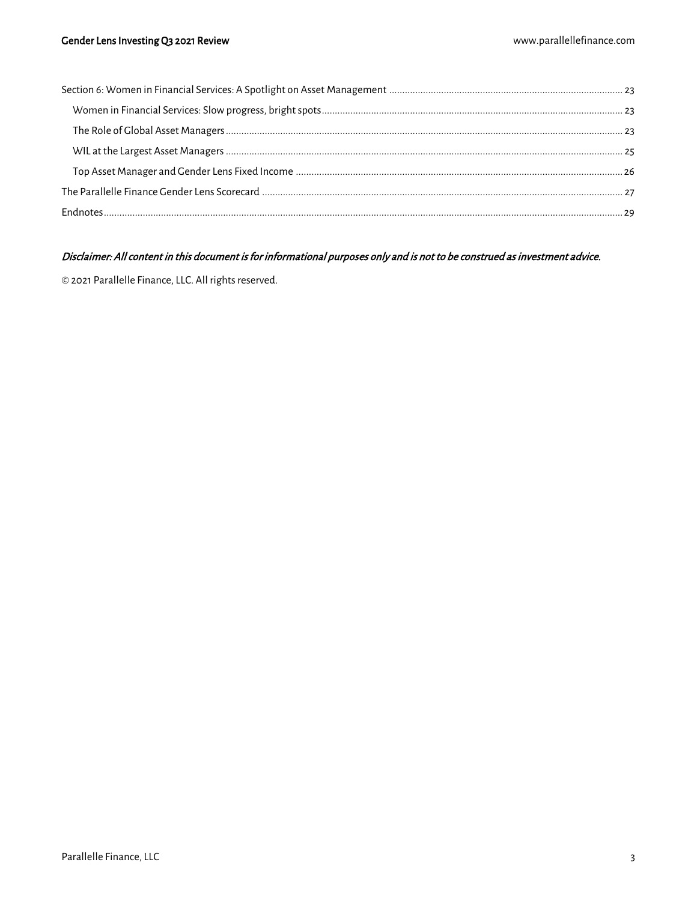Section 6: Women in Financial Services: A Spotlight on Asset Management ........ 23

- Women in Financial Services: Slow progress, bright spots ........ 23
- The Role of Global Asset Managers ........ 23
- WIL at the Largest Asset Managers ........ 25
- Top Asset Manager and Gender Lens Fixed Income ........ 26

The Parallelle Finance Gender Lens Scorecard ........ 27

Endnotes ........ 29

*Disclaimer: All content in this document is for informational purposes only and is not to be construed as investment advice.*

© 2021 Parallelle Finance, LLC. All rights reserved.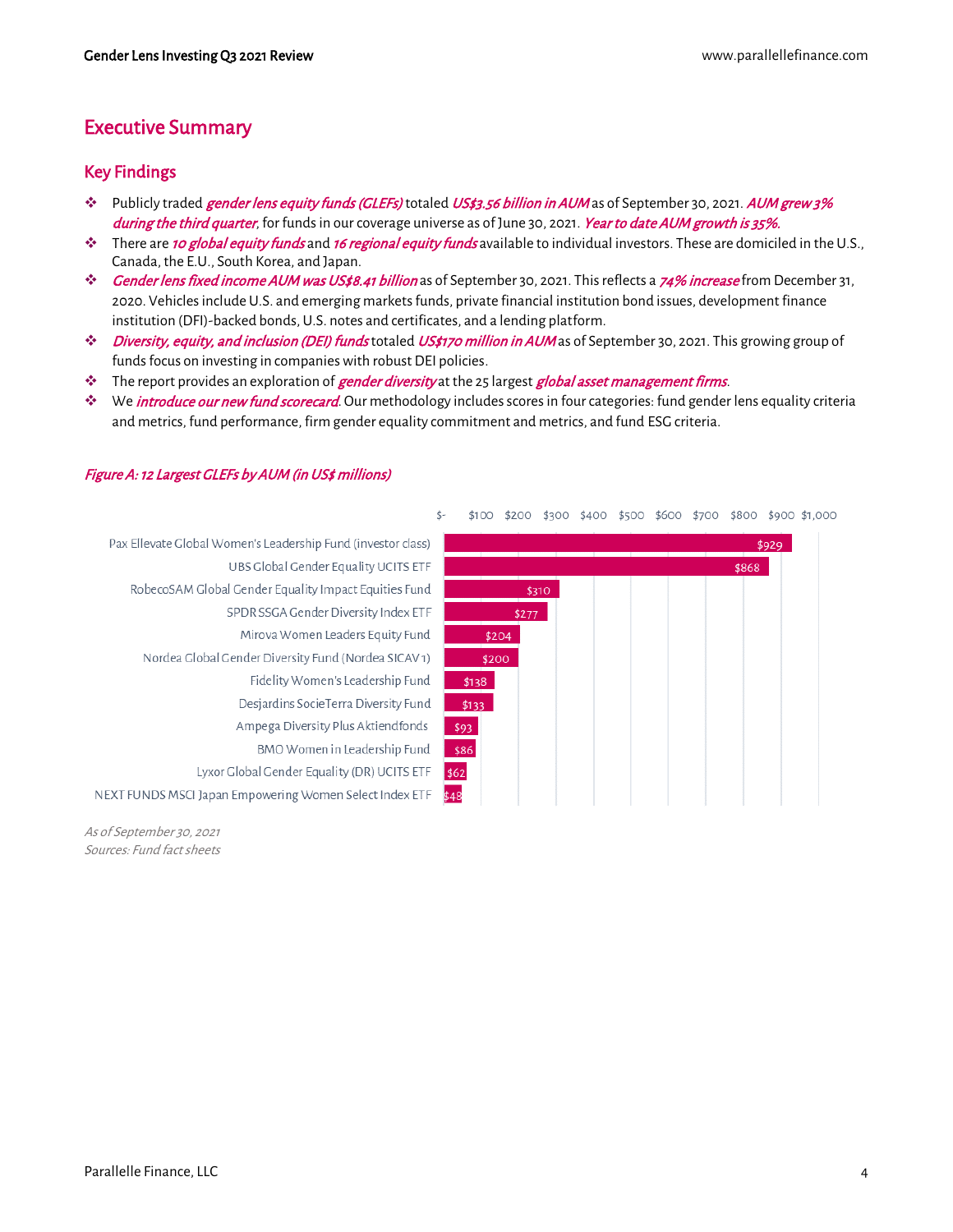## Executive Summary

### Key Findings

- Publicly traded *gender lens equity funds (GLEFs)* totaled *US$3.56 billion in AUM* as of September 30, 2021. *AUM grew 3% during the third quarter*, for funds in our coverage universe as of June 30, 2021. *Year to date AUM growth is 35%.*
- There are *10 global equity funds* and *16 regional equity funds* available to individual investors. These are domiciled in the U.S., Canada, the E.U., South Korea, and Japan.
- *Gender lens fixed income AUM was US$8.41 billion* as of September 30, 2021. This reflects a *74% increase* from December 31, 2020. Vehicles include U.S. and emerging markets funds, private financial institution bond issues, development finance institution (DFI)-backed bonds, U.S. notes and certificates, and a lending platform.
- *Diversity, equity, and inclusion (DEI) funds* totaled *US$170 million in AUM* as of September 30, 2021. This growing group of funds focus on investing in companies with robust DEI policies.
- The report provides an exploration of *gender diversity* at the 25 largest *global asset management firms*.
- We *introduce our new fund scorecard*. Our methodology includes scores in four categories: fund gender lens equality criteria and metrics, fund performance, firm gender equality commitment and metrics, and fund ESG criteria.

*Figure A: 12 Largest GLEFs by AUM (in US$ millions)*

| Fund | AUM (US$ millions) |
|---|---|
| Pax Ellevate Global Women's Leadership Fund (investor class) | $929 |
| UBS Global Gender Equality UCITS ETF | $868 |
| RobecoSAM Global Gender Equality Impact Equities Fund | $310 |
| SPDR SSGA Gender Diversity Index ETF | $277 |
| Mirova Women Leaders Equity Fund | $204 |
| Nordea Global Gender Diversity Fund (Nordea SICAV 1) | $200 |
| Fidelity Women's Leadership Fund | $138 |
| Desjardins SocieTerra Diversity Fund | $133 |
| Ampega Diversity Plus Aktiendfonds | $93 |
| BMO Women in Leadership Fund | $86 |
| Lyxor Global Gender Equality (DR) UCITS ETF | $62 |
| NEXT FUNDS MSCI Japan Empowering Women Select Index ETF | $48 |

*As of September 30, 2021*
*Sources: Fund fact sheets*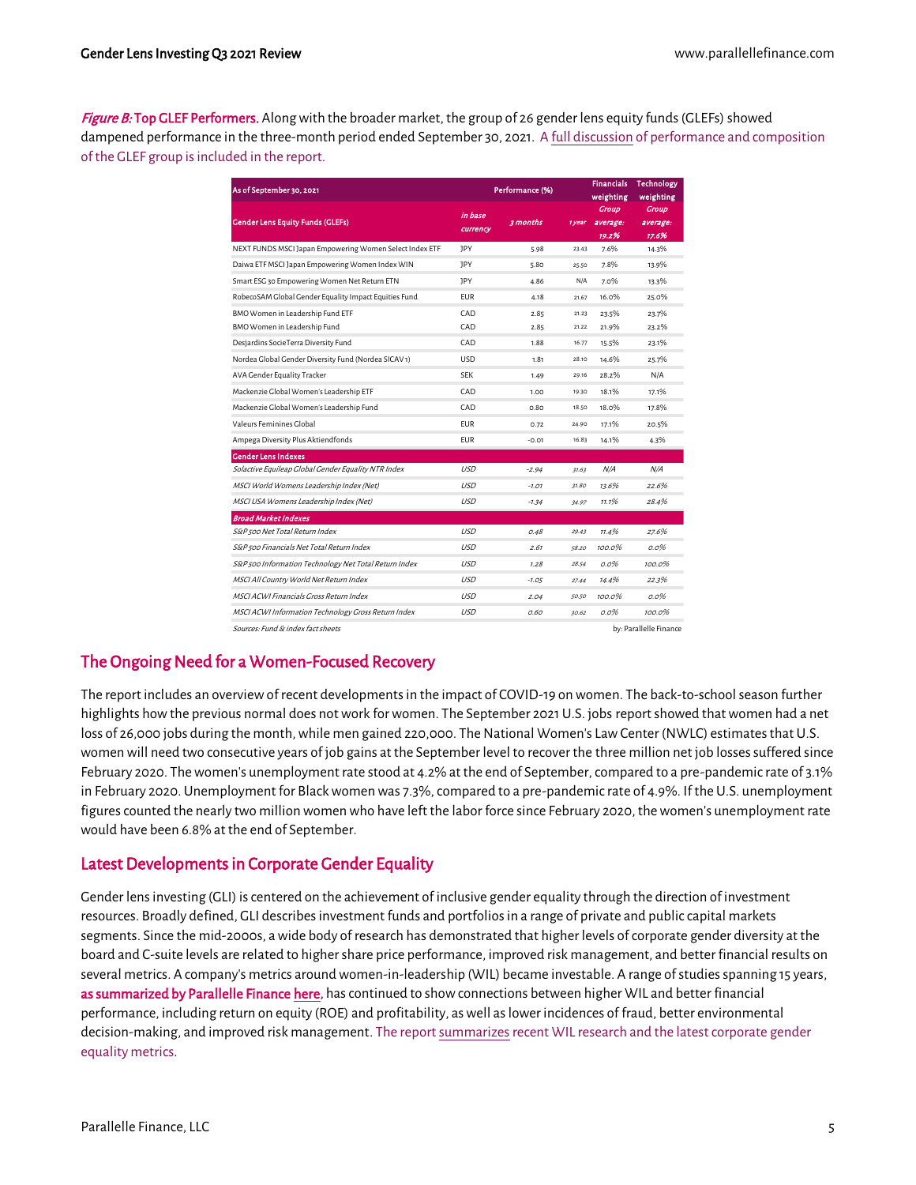*Figure B:* **Top GLEF Performers.** Along with the broader market, the group of 26 gender lens equity funds (GLEFs) showed dampened performance in the three-month period ended September 30, 2021. A full discussion of performance and composition of the GLEF group is included in the report.

| As of September 30, 2021 | | Performance (%) | | Financials weighting | Technology weighting |
|---|---|---|---|---|---|
| **Gender Lens Equity Funds (GLEFs)** | *in base currency* | *3 months* | *1 year* | *Group average: 19.2%* | *Group average: 17.6%* |
| NEXT FUNDS MSCI Japan Empowering Women Select Index ETF | JPY | 5.98 | 23.43 | 7.6% | 14.3% |
| Daiwa ETF MSCI Japan Empowering Women Index WIN | JPY | 5.80 | 25.50 | 7.8% | 13.9% |
| Smart ESG 30 Empowering Women Net Return ETN | JPY | 4.86 | N/A | 7.0% | 13.3% |
| RobecoSAM Global Gender Equality Impact Equities Fund | EUR | 4.18 | 21.67 | 16.0% | 25.0% |
| BMO Women in Leadership Fund ETF | CAD | 2.85 | 21.23 | 23.5% | 23.7% |
| BMO Women in Leadership Fund | CAD | 2.85 | 21.22 | 21.9% | 23.2% |
| Desjardins SocieTerra Diversity Fund | CAD | 1.88 | 16.77 | 15.5% | 23.1% |
| Nordea Global Gender Diversity Fund (Nordea SICAV 1) | USD | 1.81 | 28.10 | 14.6% | 25.7% |
| AVA Gender Equality Tracker | SEK | 1.49 | 29.16 | 28.2% | N/A |
| Mackenzie Global Women's Leadership ETF | CAD | 1.00 | 19.30 | 18.1% | 17.1% |
| Mackenzie Global Women's Leadership Fund | CAD | 0.80 | 18.50 | 18.0% | 17.8% |
| Valeurs Feminines Global | EUR | 0.72 | 24.90 | 17.1% | 20.5% |
| Ampega Diversity Plus Aktiendfonds | EUR | -0.01 | 16.83 | 14.1% | 4.3% |
| **Gender Lens Indexes** | | | | | |
| *Solactive Equileap Global Gender Equality NTR Index* | *USD* | *-2.94* | *31.63* | *N/A* | *N/A* |
| *MSCI World Womens Leadership Index (Net)* | *USD* | *-1.01* | *31.80* | *13.6%* | *22.6%* |
| *MSCI USA Womens Leadership Index (Net)* | *USD* | *-1.34* | *34.97* | *11.1%* | *28.4%* |
| ***Broad Market Indexes*** | | | | | |
| *S&P 500 Net Total Return Index* | *USD* | *0.48* | *29.43* | *11.4%* | *27.6%* |
| *S&P 500 Financials Net Total Return Index* | *USD* | *2.61* | *58.20* | *100.0%* | *0.0%* |
| *S&P 500 Information Technology Net Total Return Index* | *USD* | *1.28* | *28.54* | *0.0%* | *100.0%* |
| *MSCI All Country World Net Return Index* | *USD* | *-1.05* | *27.44* | *14.4%* | *22.3%* |
| *MSCI ACWI Financials Gross Return Index* | *USD* | *2.04* | *50.50* | *100.0%* | *0.0%* |
| *MSCI ACWI Information Technology Gross Return Index* | *USD* | *0.60* | *30.62* | *0.0%* | *100.0%* |

*Sources: Fund & index fact sheets* by: Parallelle Finance

## The Ongoing Need for a Women-Focused Recovery

The report includes an overview of recent developments in the impact of COVID-19 on women. The back-to-school season further highlights how the previous normal does not work for women. The September 2021 U.S. jobs report showed that women had a net loss of 26,000 jobs during the month, while men gained 220,000. The National Women's Law Center (NWLC) estimates that U.S. women will need two consecutive years of job gains at the September level to recover the three million net job losses suffered since February 2020. The women's unemployment rate stood at 4.2% at the end of September, compared to a pre-pandemic rate of 3.1% in February 2020. Unemployment for Black women was 7.3%, compared to a pre-pandemic rate of 4.9%. If the U.S. unemployment figures counted the nearly two million women who have left the labor force since February 2020, the women's unemployment rate would have been 6.8% at the end of September.

## Latest Developments in Corporate Gender Equality

Gender lens investing (GLI) is centered on the achievement of inclusive gender equality through the direction of investment resources. Broadly defined, GLI describes investment funds and portfolios in a range of private and public capital markets segments. Since the mid-2000s, a wide body of research has demonstrated that higher levels of corporate gender diversity at the board and C-suite levels are related to higher share price performance, improved risk management, and better financial results on several metrics. A company's metrics around women-in-leadership (WIL) became investable. A range of studies spanning 15 years, **as summarized by Parallelle Finance here**, has continued to show connections between higher WIL and better financial performance, including return on equity (ROE) and profitability, as well as lower incidences of fraud, better environmental decision-making, and improved risk management. The report summarizes recent WIL research and the latest corporate gender equality metrics.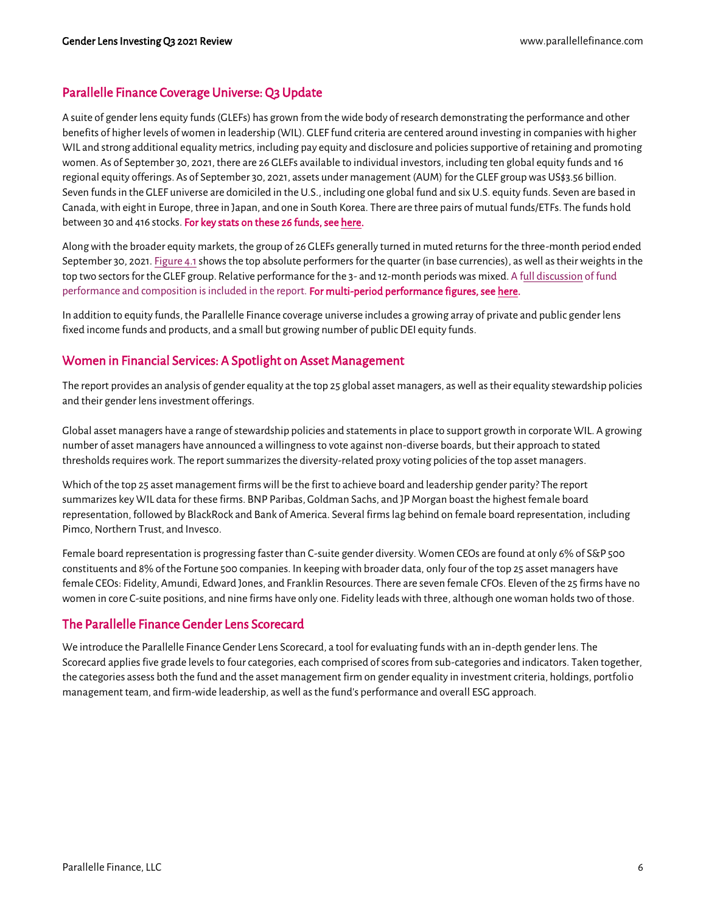## Parallelle Finance Coverage Universe: Q3 Update

A suite of gender lens equity funds (GLEFs) has grown from the wide body of research demonstrating the performance and other benefits of higher levels of women in leadership (WIL). GLEF fund criteria are centered around investing in companies with higher WIL and strong additional equality metrics, including pay equity and disclosure and policies supportive of retaining and promoting women. As of September 30, 2021, there are 26 GLEFs available to individual investors, including ten global equity funds and 16 regional equity offerings. As of September 30, 2021, assets under management (AUM) for the GLEF group was US$3.56 billion. Seven funds in the GLEF universe are domiciled in the U.S., including one global fund and six U.S. equity funds. Seven are based in Canada, with eight in Europe, three in Japan, and one in South Korea. There are three pairs of mutual funds/ETFs. The funds hold between 30 and 416 stocks. **For key stats on these 26 funds, see here.**

Along with the broader equity markets, the group of 26 GLEFs generally turned in muted returns for the three-month period ended September 30, 2021. Figure 4.1 shows the top absolute performers for the quarter (in base currencies), as well as their weights in the top two sectors for the GLEF group. Relative performance for the 3- and 12-month periods was mixed. A full discussion of fund performance and composition is included in the report. **For multi-period performance figures, see here.**

In addition to equity funds, the Parallelle Finance coverage universe includes a growing array of private and public gender lens fixed income funds and products, and a small but growing number of public DEI equity funds.

## Women in Financial Services: A Spotlight on Asset Management

The report provides an analysis of gender equality at the top 25 global asset managers, as well as their equality stewardship policies and their gender lens investment offerings.

Global asset managers have a range of stewardship policies and statements in place to support growth in corporate WIL. A growing number of asset managers have announced a willingness to vote against non-diverse boards, but their approach to stated thresholds requires work. The report summarizes the diversity-related proxy voting policies of the top asset managers.

Which of the top 25 asset management firms will be the first to achieve board and leadership gender parity? The report summarizes key WIL data for these firms. BNP Paribas, Goldman Sachs, and JP Morgan boast the highest female board representation, followed by BlackRock and Bank of America. Several firms lag behind on female board representation, including Pimco, Northern Trust, and Invesco.

Female board representation is progressing faster than C-suite gender diversity. Women CEOs are found at only 6% of S&P 500 constituents and 8% of the Fortune 500 companies. In keeping with broader data, only four of the top 25 asset managers have female CEOs: Fidelity, Amundi, Edward Jones, and Franklin Resources. There are seven female CFOs. Eleven of the 25 firms have no women in core C-suite positions, and nine firms have only one. Fidelity leads with three, although one woman holds two of those.

## The Parallelle Finance Gender Lens Scorecard

We introduce the Parallelle Finance Gender Lens Scorecard, a tool for evaluating funds with an in-depth gender lens. The Scorecard applies five grade levels to four categories, each comprised of scores from sub-categories and indicators. Taken together, the categories assess both the fund and the asset management firm on gender equality in investment criteria, holdings, portfolio management team, and firm-wide leadership, as well as the fund's performance and overall ESG approach.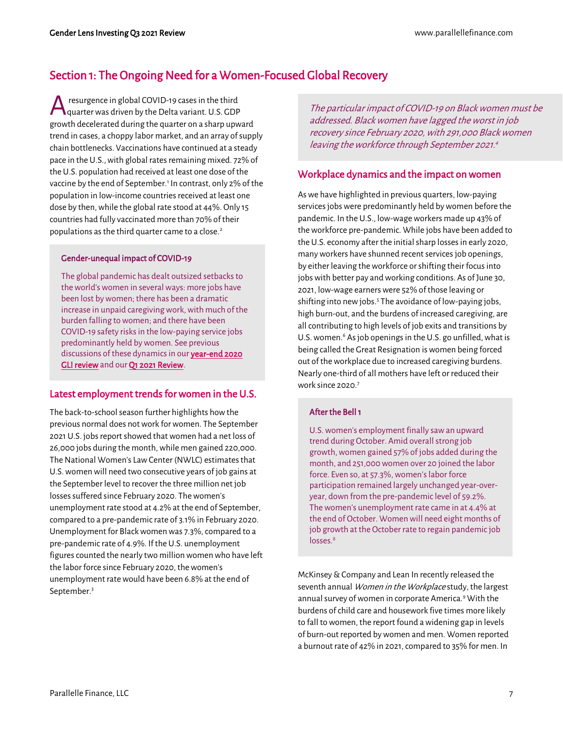## Section 1: The Ongoing Need for a Women-Focused Global Recovery

A resurgence in global COVID-19 cases in the third quarter was driven by the Delta variant. U.S. GDP growth decelerated during the quarter on a sharp upward trend in cases, a choppy labor market, and an array of supply chain bottlenecks. Vaccinations have continued at a steady pace in the U.S., with global rates remaining mixed. 72% of the U.S. population had received at least one dose of the vaccine by the end of September.[1] In contrast, only 2% of the population in low-income countries received at least one dose by then, while the global rate stood at 44%. Only 15 countries had fully vaccinated more than 70% of their populations as the third quarter came to a close.[2]

> **Gender-unequal impact of COVID-19**
>
> The global pandemic has dealt outsized setbacks to the world's women in several ways: more jobs have been lost by women; there has been a dramatic increase in unpaid caregiving work, with much of the burden falling to women; and there have been COVID-19 safety risks in the low-paying service jobs predominantly held by women. See previous discussions of these dynamics in our **year-end 2020 GLI review** and our **Q1 2021 Review**.

### Latest employment trends for women in the U.S.

The back-to-school season further highlights how the previous normal does not work for women. The September 2021 U.S. jobs report showed that women had a net loss of 26,000 jobs during the month, while men gained 220,000. The National Women's Law Center (NWLC) estimates that U.S. women will need two consecutive years of job gains at the September level to recover the three million net job losses suffered since February 2020. The women's unemployment rate stood at 4.2% at the end of September, compared to a pre-pandemic rate of 3.1% in February 2020. Unemployment for Black women was 7.3%, compared to a pre-pandemic rate of 4.9%. If the U.S. unemployment figures counted the nearly two million women who have left the labor force since February 2020, the women's unemployment rate would have been 6.8% at the end of September.[3]

> *The particular impact of COVID-19 on Black women must be addressed. Black women have lagged the worst in job recovery since February 2020, with 291,000 Black women leaving the workforce through September 2021.[4]*

### Workplace dynamics and the impact on women

As we have highlighted in previous quarters, low-paying services jobs were predominantly held by women before the pandemic. In the U.S., low-wage workers made up 43% of the workforce pre-pandemic. While jobs have been added to the U.S. economy after the initial sharp losses in early 2020, many workers have shunned recent services job openings, by either leaving the workforce or shifting their focus into jobs with better pay and working conditions. As of June 30, 2021, low-wage earners were 52% of those leaving or shifting into new jobs.[5] The avoidance of low-paying jobs, high burn-out, and the burdens of increased caregiving, are all contributing to high levels of job exits and transitions by U.S. women.[6] As job openings in the U.S. go unfilled, what is being called the Great Resignation is women being forced out of the workplace due to increased caregiving burdens. Nearly one-third of all mothers have left or reduced their work since 2020.[7]

> **After the Bell 1**
>
> U.S. women's employment finally saw an upward trend during October. Amid overall strong job growth, women gained 57% of jobs added during the month, and 251,000 women over 20 joined the labor force. Even so, at 57.3%, women's labor force participation remained largely unchanged year-over-year, down from the pre-pandemic level of 59.2%. The women's unemployment rate came in at 4.4% at the end of October. Women will need eight months of job growth at the October rate to regain pandemic job losses.[8]

McKinsey & Company and Lean In recently released the seventh annual *Women in the Workplace* study, the largest annual survey of women in corporate America.[9] With the burdens of child care and housework five times more likely to fall to women, the report found a widening gap in levels of burn-out reported by women and men. Women reported a burnout rate of 42% in 2021, compared to 35% for men. In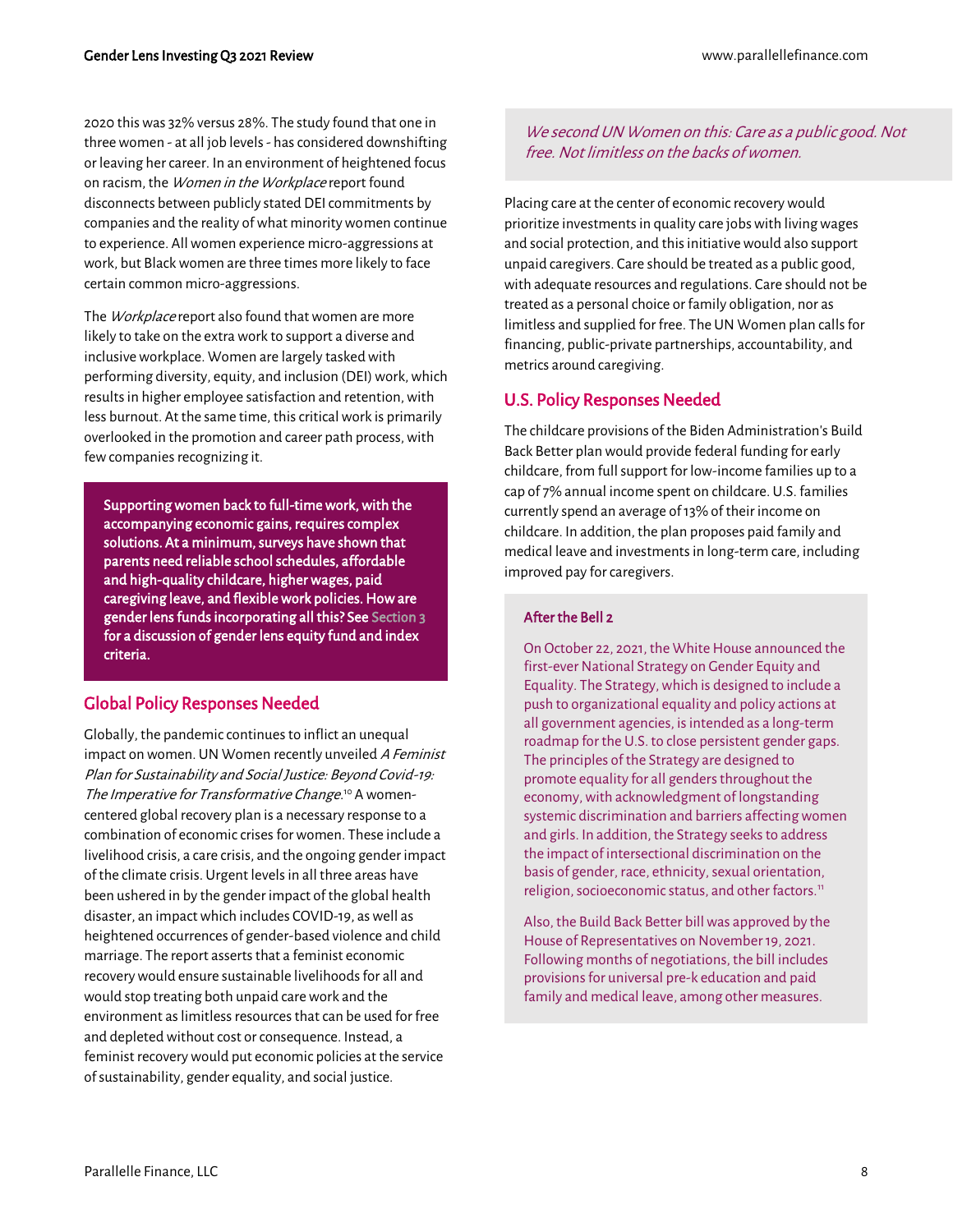2020 this was 32% versus 28%. The study found that one in three women - at all job levels - has considered downshifting or leaving her career. In an environment of heightened focus on racism, the *Women in the Workplace* report found disconnects between publicly stated DEI commitments by companies and the reality of what minority women continue to experience. All women experience micro-aggressions at work, but Black women are three times more likely to face certain common micro-aggressions.

The *Workplace* report also found that women are more likely to take on the extra work to support a diverse and inclusive workplace. Women are largely tasked with performing diversity, equity, and inclusion (DEI) work, which results in higher employee satisfaction and retention, with less burnout. At the same time, this critical work is primarily overlooked in the promotion and career path process, with few companies recognizing it.

> **Supporting women back to full-time work, with the accompanying economic gains, requires complex solutions. At a minimum, surveys have shown that parents need reliable school schedules, affordable and high-quality childcare, higher wages, paid caregiving leave, and flexible work policies. How are gender lens funds incorporating all this? See Section 3 for a discussion of gender lens equity fund and index criteria.**

## Global Policy Responses Needed

Globally, the pandemic continues to inflict an unequal impact on women. UN Women recently unveiled *A Feminist Plan for Sustainability and Social Justice: Beyond Covid-19: The Imperative for Transformative Change*.[10] A women-centered global recovery plan is a necessary response to a combination of economic crises for women. These include a livelihood crisis, a care crisis, and the ongoing gender impact of the climate crisis. Urgent levels in all three areas have been ushered in by the gender impact of the global health disaster, an impact which includes COVID-19, as well as heightened occurrences of gender-based violence and child marriage. The report asserts that a feminist economic recovery would ensure sustainable livelihoods for all and would stop treating both unpaid care work and the environment as limitless resources that can be used for free and depleted without cost or consequence. Instead, a feminist recovery would put economic policies at the service of sustainability, gender equality, and social justice.

> *We second UN Women on this: Care as a public good. Not free. Not limitless on the backs of women.*

Placing care at the center of economic recovery would prioritize investments in quality care jobs with living wages and social protection, and this initiative would also support unpaid caregivers. Care should be treated as a public good, with adequate resources and regulations. Care should not be treated as a personal choice or family obligation, nor as limitless and supplied for free. The UN Women plan calls for financing, public-private partnerships, accountability, and metrics around caregiving.

## U.S. Policy Responses Needed

The childcare provisions of the Biden Administration's Build Back Better plan would provide federal funding for early childcare, from full support for low-income families up to a cap of 7% annual income spent on childcare. U.S. families currently spend an average of 13% of their income on childcare. In addition, the plan proposes paid family and medical leave and investments in long-term care, including improved pay for caregivers.

> **After the Bell 2**
>
> On October 22, 2021, the White House announced the first-ever National Strategy on Gender Equity and Equality. The Strategy, which is designed to include a push to organizational equality and policy actions at all government agencies, is intended as a long-term roadmap for the U.S. to close persistent gender gaps. The principles of the Strategy are designed to promote equality for all genders throughout the economy, with acknowledgment of longstanding systemic discrimination and barriers affecting women and girls. In addition, the Strategy seeks to address the impact of intersectional discrimination on the basis of gender, race, ethnicity, sexual orientation, religion, socioeconomic status, and other factors.[11]
>
> Also, the Build Back Better bill was approved by the House of Representatives on November 19, 2021. Following months of negotiations, the bill includes provisions for universal pre-k education and paid family and medical leave, among other measures.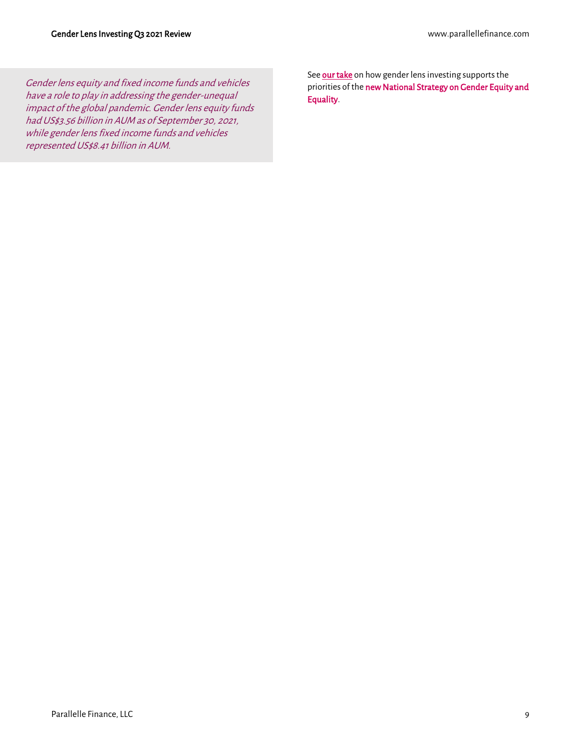*Gender lens equity and fixed income funds and vehicles have a role to play in addressing the gender-unequal impact of the global pandemic. Gender lens equity funds had US$3.56 billion in AUM as of September 30, 2021, while gender lens fixed income funds and vehicles represented US$8.41 billion in AUM.*

See **our take** on how gender lens investing supports the priorities of the **new National Strategy on Gender Equity and Equality**.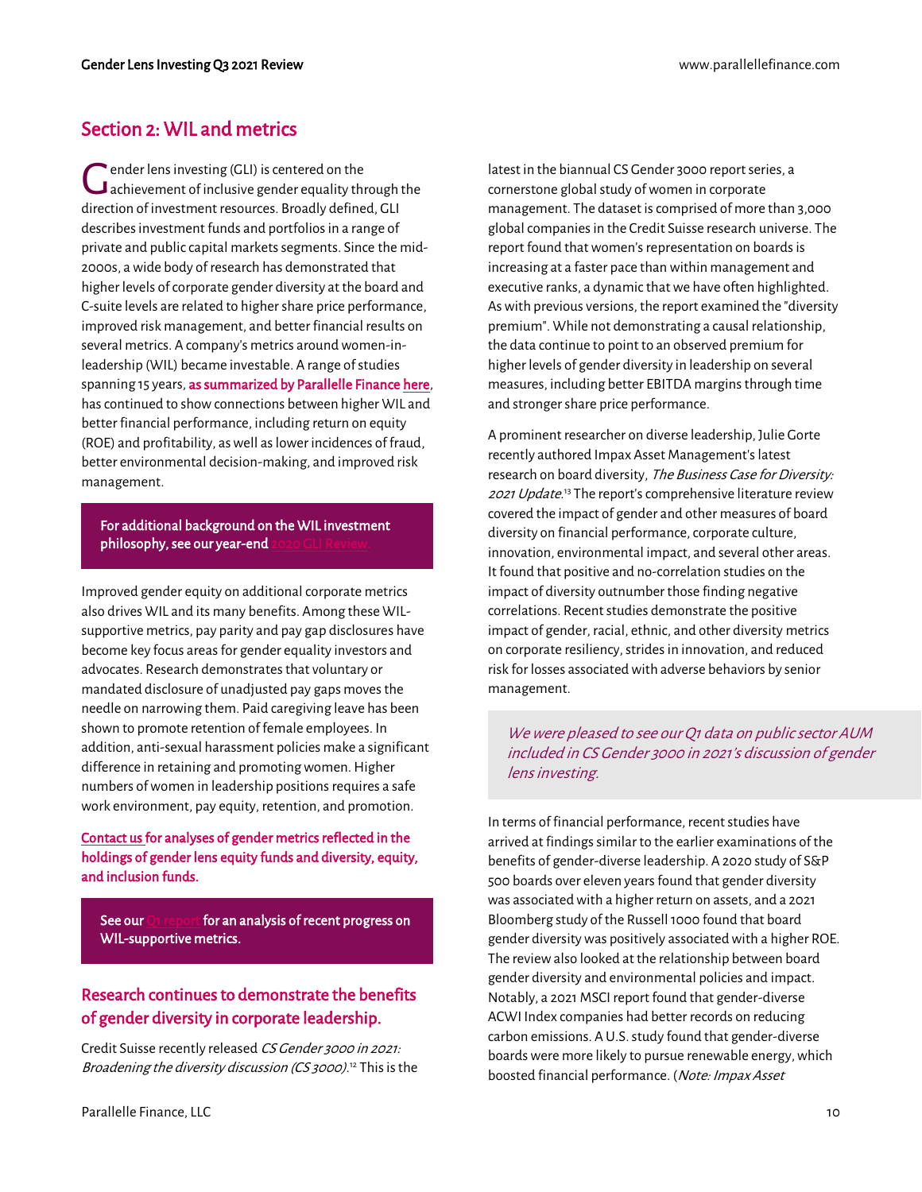## Section 2: WIL and metrics

Gender lens investing (GLI) is centered on the achievement of inclusive gender equality through the direction of investment resources. Broadly defined, GLI describes investment funds and portfolios in a range of private and public capital markets segments. Since the mid-2000s, a wide body of research has demonstrated that higher levels of corporate gender diversity at the board and C-suite levels are related to higher share price performance, improved risk management, and better financial results on several metrics. A company's metrics around women-in-leadership (WIL) became investable. A range of studies spanning 15 years, **as summarized by Parallelle Finance here**, has continued to show connections between higher WIL and better financial performance, including return on equity (ROE) and profitability, as well as lower incidences of fraud, better environmental decision-making, and improved risk management.

> **For additional background on the WIL investment philosophy, see our year-end 2020 GLI Review.**

Improved gender equity on additional corporate metrics also drives WIL and its many benefits. Among these WIL-supportive metrics, pay parity and pay gap disclosures have become key focus areas for gender equality investors and advocates. Research demonstrates that voluntary or mandated disclosure of unadjusted pay gaps moves the needle on narrowing them. Paid caregiving leave has been shown to promote retention of female employees. In addition, anti-sexual harassment policies make a significant difference in retaining and promoting women. Higher numbers of women in leadership positions requires a safe work environment, pay equity, retention, and promotion.

**Contact us for analyses of gender metrics reflected in the holdings of gender lens equity funds and diversity, equity, and inclusion funds.**

> **See our Q1 report for an analysis of recent progress on WIL-supportive metrics.**

### Research continues to demonstrate the benefits of gender diversity in corporate leadership.

Credit Suisse recently released *CS Gender 3000 in 2021: Broadening the diversity discussion (CS 3000)*.[12] This is the latest in the biannual CS Gender 3000 report series, a cornerstone global study of women in corporate management. The dataset is comprised of more than 3,000 global companies in the Credit Suisse research universe. The report found that women's representation on boards is increasing at a faster pace than within management and executive ranks, a dynamic that we have often highlighted. As with previous versions, the report examined the "diversity premium". While not demonstrating a causal relationship, the data continue to point to an observed premium for higher levels of gender diversity in leadership on several measures, including better EBITDA margins through time and stronger share price performance.

A prominent researcher on diverse leadership, Julie Gorte recently authored Impax Asset Management's latest research on board diversity, *The Business Case for Diversity: 2021 Update*.[13] The report's comprehensive literature review covered the impact of gender and other measures of board diversity on financial performance, corporate culture, innovation, environmental impact, and several other areas. It found that positive and no-correlation studies on the impact of diversity outnumber those finding negative correlations. Recent studies demonstrate the positive impact of gender, racial, ethnic, and other diversity metrics on corporate resiliency, strides in innovation, and reduced risk for losses associated with adverse behaviors by senior management.

> *We were pleased to see our Q1 data on public sector AUM included in CS Gender 3000 in 2021's discussion of gender lens investing.*

In terms of financial performance, recent studies have arrived at findings similar to the earlier examinations of the benefits of gender-diverse leadership. A 2020 study of S&P 500 boards over eleven years found that gender diversity was associated with a higher return on assets, and a 2021 Bloomberg study of the Russell 1000 found that board gender diversity was positively associated with a higher ROE. The review also looked at the relationship between board gender diversity and environmental policies and impact. Notably, a 2021 MSCI report found that gender-diverse ACWI Index companies had better records on reducing carbon emissions. A U.S. study found that gender-diverse boards were more likely to pursue renewable energy, which boosted financial performance. (*Note: Impax Asset*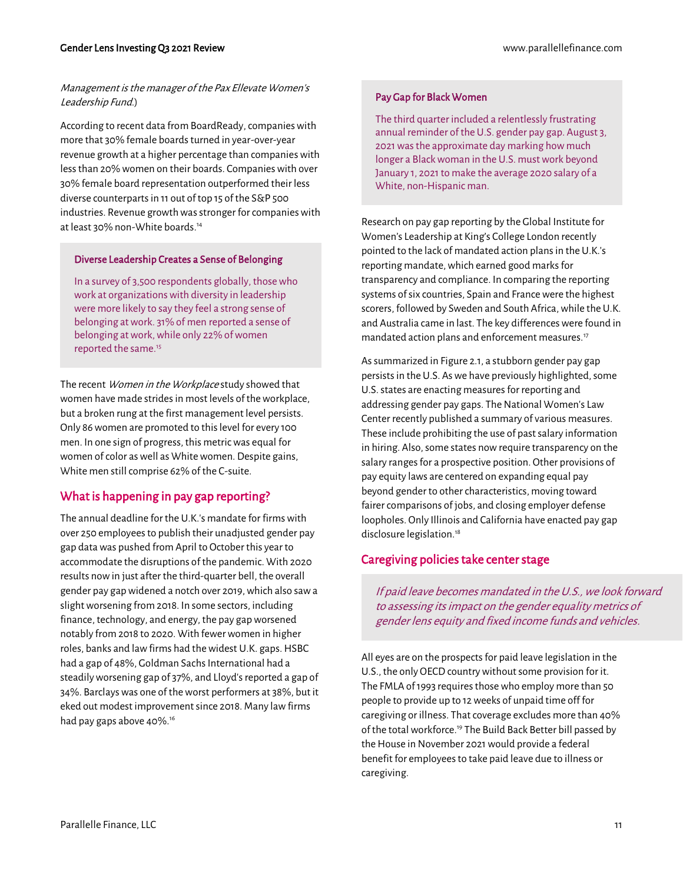*Management is the manager of the Pax Ellevate Women's Leadership Fund.*)

According to recent data from BoardReady, companies with more that 30% female boards turned in year-over-year revenue growth at a higher percentage than companies with less than 20% women on their boards. Companies with over 30% female board representation outperformed their less diverse counterparts in 11 out of top 15 of the S&P 500 industries. Revenue growth was stronger for companies with at least 30% non-White boards.[14]

**Diverse Leadership Creates a Sense of Belonging**

In a survey of 3,500 respondents globally, those who work at organizations with diversity in leadership were more likely to say they feel a strong sense of belonging at work. 31% of men reported a sense of belonging at work, while only 22% of women reported the same.[15]

The recent *Women in the Workplace* study showed that women have made strides in most levels of the workplace, but a broken rung at the first management level persists. Only 86 women are promoted to this level for every 100 men. In one sign of progress, this metric was equal for women of color as well as White women. Despite gains, White men still comprise 62% of the C-suite.

## What is happening in pay gap reporting?

The annual deadline for the U.K.'s mandate for firms with over 250 employees to publish their unadjusted gender pay gap data was pushed from April to October this year to accommodate the disruptions of the pandemic. With 2020 results now in just after the third-quarter bell, the overall gender pay gap widened a notch over 2019, which also saw a slight worsening from 2018. In some sectors, including finance, technology, and energy, the pay gap worsened notably from 2018 to 2020. With fewer women in higher roles, banks and law firms had the widest U.K. gaps. HSBC had a gap of 48%, Goldman Sachs International had a steadily worsening gap of 37%, and Lloyd's reported a gap of 34%. Barclays was one of the worst performers at 38%, but it eked out modest improvement since 2018. Many law firms had pay gaps above 40%.[16]

**Pay Gap for Black Women**

The third quarter included a relentlessly frustrating annual reminder of the U.S. gender pay gap. August 3, 2021 was the approximate day marking how much longer a Black woman in the U.S. must work beyond January 1, 2021 to make the average 2020 salary of a White, non-Hispanic man.

Research on pay gap reporting by the Global Institute for Women's Leadership at King's College London recently pointed to the lack of mandated action plans in the U.K.'s reporting mandate, which earned good marks for transparency and compliance. In comparing the reporting systems of six countries, Spain and France were the highest scorers, followed by Sweden and South Africa, while the U.K. and Australia came in last. The key differences were found in mandated action plans and enforcement measures.[17]

As summarized in Figure 2.1, a stubborn gender pay gap persists in the U.S. As we have previously highlighted, some U.S. states are enacting measures for reporting and addressing gender pay gaps. The National Women's Law Center recently published a summary of various measures. These include prohibiting the use of past salary information in hiring. Also, some states now require transparency on the salary ranges for a prospective position. Other provisions of pay equity laws are centered on expanding equal pay beyond gender to other characteristics, moving toward fairer comparisons of jobs, and closing employer defense loopholes. Only Illinois and California have enacted pay gap disclosure legislation.[18]

## Caregiving policies take center stage

*If paid leave becomes mandated in the U.S., we look forward to assessing its impact on the gender equality metrics of gender lens equity and fixed income funds and vehicles.*

All eyes are on the prospects for paid leave legislation in the U.S., the only OECD country without some provision for it. The FMLA of 1993 requires those who employ more than 50 people to provide up to 12 weeks of unpaid time off for caregiving or illness. That coverage excludes more than 40% of the total workforce.[19] The Build Back Better bill passed by the House in November 2021 would provide a federal benefit for employees to take paid leave due to illness or caregiving.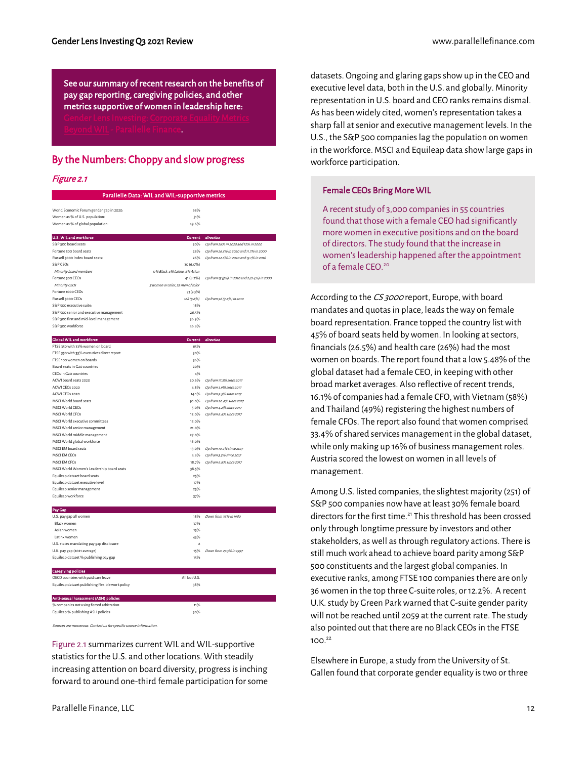See our summary of recent research on the benefits of pay gap reporting, caregiving policies, and other metrics supportive of women in leadership here: Gender Lens Investing: Corporate Equality Metrics Beyond WIL - Parallelle Finance.

## By the Numbers: Choppy and slow progress

*Figure 2.1*

| Parallelle Data: WIL and WIL-supportive metrics | | |
|---|---|---|
| World Economic Forum gender gap in 2020: | 68% | |
| Women as % of U.S. population: | 51% | |
| Women as % of global population: | 49.6% | |
| **U.S. WIL and workforce** | **Current** | ***direction*** |
| S&P 500 board seats | 30% | *Up from 28% in 2020 and 12% in 2000* |
| Fortune 500 board seats | 28% | *Up from 26.5% in 2020 and 11.7% in 2000* |
| Russell 3000 Index board seats: | 26% | *Up from 22.6% in 2020 and 15.1% in 2016* |
| S&P CEOs | 30 (6.0%) | |
| *Minority board members* | *11% Black, 4% Latino, 6% Asian* | |
| Fortune 500 CEOs | 41 (8.2%) | *Up from 15 (3%) in 2010 and 2 (0.4%) in 2000* |
| *Minority CEOs* | *5 women or color, 29 men of color* | |
| Fortune 1000 CEOs | 73 (7.3%) | |
| Russell 3000 CEOs | 168 (5.6%) | *Up from 96 (3.2%) in 2010* |
| S&P 500 executive suite: | 18% | |
| S&P 500 senior and executive management | 26.5% | |
| S&P 500 first and mid-level management | 36.9% | |
| S&P 500 workforce | 46.8% | |
| **Global WIL and workforce** | **Current** | ***direction*** |
| FTSE 350 with 33% women on board | 65% | |
| FTSE 350 with 33% executive+direct report | 30% | |
| FTSE 100 women on boards | 36% | |
| Board seats in G20 countries | 20% | |
| CEOs in G20 countries | 4% | |
| ACWI board seats 2020 | 20.6% | *Up from 17.3% since 2017* |
| ACWI CEOs 2020 | 4.8% | *Up from 3.9% since 2017* |
| ACWI CFOs 2020 | 14.1% | *Up from 9.5% since 2017* |
| MSCI World board seats | 30.0% | *Up from 20.4% since 2017* |
| MSCI World CEOs | 5.0% | *Up from 4.2% since 2017* |
| MSCI World CFOs | 12.0% | *Up from 9.4% since 2017* |
| MSCI World executive committees | 15.0% | |
| MSCI World senior management | 21.0% | |
| MSCI World middle management | 27.0% | |
| MSCI World global workforce | 36.0% | |
| MSCI EM board seats | 13.0% | *Up from 10.2% since 2017* |
| MSCI EM CEOs | 4.8% | *Up from 3.3% since 2017* |
| MSCI EM CFOs | 18.7% | *Up from 9.8% since 2017* |
| MSCI World Women's Leadership board seats | 38.5% | |
| Equileap dataset board seats | 25% | |
| Equileap dataset executive level | 17% | |
| Equileap senior management | 25% | |
| Equileap workforce | 37% | |
| **Pay Gap** | | |
| U.S. pay gap all women | 18% | *Down from 36% in 1980* |
| Black women | 37% | |
| Asian women | 15% | |
| Latinx women | 43% | |
| U.S. states mandating pay gap disclosure | 2 | |
| U.K. pay gap (2021 average) | 15% | *Down from 27.5% in 1997* |
| Equileap dataset % publishing pay gap | 15% | |
| **Caregiving policies** | | |
| OECD countries with paid care leave | All but U.S. | |
| Equileap dataset publishing flexible work policy | 38% | |
| **Anti-sexual harassment (ASH) policies** | | |
| % companies not using forced arbitration: | 11% | |
| Equileap % publishing ASH policies | 50% | |

*Sources are numerous. Contact us for specific source information.*

Figure 2.1 summarizes current WIL and WIL-supportive statistics for the U.S. and other locations. With steadily increasing attention on board diversity, progress is inching forward to around one-third female participation for some datasets. Ongoing and glaring gaps show up in the CEO and executive level data, both in the U.S. and globally. Minority representation in U.S. board and CEO ranks remains dismal. As has been widely cited, women's representation takes a sharp fall at senior and executive management levels. In the U.S., the S&P 500 companies lag the population on women in the workforce. MSCI and Equileap data show large gaps in workforce participation.

### Female CEOs Bring More WIL

A recent study of 3,000 companies in 55 countries found that those with a female CEO had significantly more women in executive positions and on the board of directors. The study found that the increase in women's leadership happened after the appointment of a female CEO.[20]

According to the *CS 3000* report, Europe, with board mandates and quotas in place, leads the way on female board representation. France topped the country list with 45% of board seats held by women. In looking at sectors, financials (26.5%) and health care (26%) had the most women on boards. The report found that a low 5.48% of the global dataset had a female CEO, in keeping with other broad market averages. Also reflective of recent trends, 16.1% of companies had a female CFO, with Vietnam (58%) and Thailand (49%) registering the highest numbers of female CFOs. The report also found that women comprised 33.4% of shared services management in the global dataset, while only making up 16% of business management roles. Austria scored the lowest on women in all levels of management.

Among U.S. listed companies, the slightest majority (251) of S&P 500 companies now have at least 30% female board directors for the first time.[21] This threshold has been crossed only through longtime pressure by investors and other stakeholders, as well as through regulatory actions. There is still much work ahead to achieve board parity among S&P 500 constituents and the largest global companies. In executive ranks, among FTSE 100 companies there are only 36 women in the top three C-suite roles, or 12.2%. A recent U.K. study by Green Park warned that C-suite gender parity will not be reached until 2059 at the current rate. The study also pointed out that there are no Black CEOs in the FTSE 100.[22]

Elsewhere in Europe, a study from the University of St. Gallen found that corporate gender equality is two or three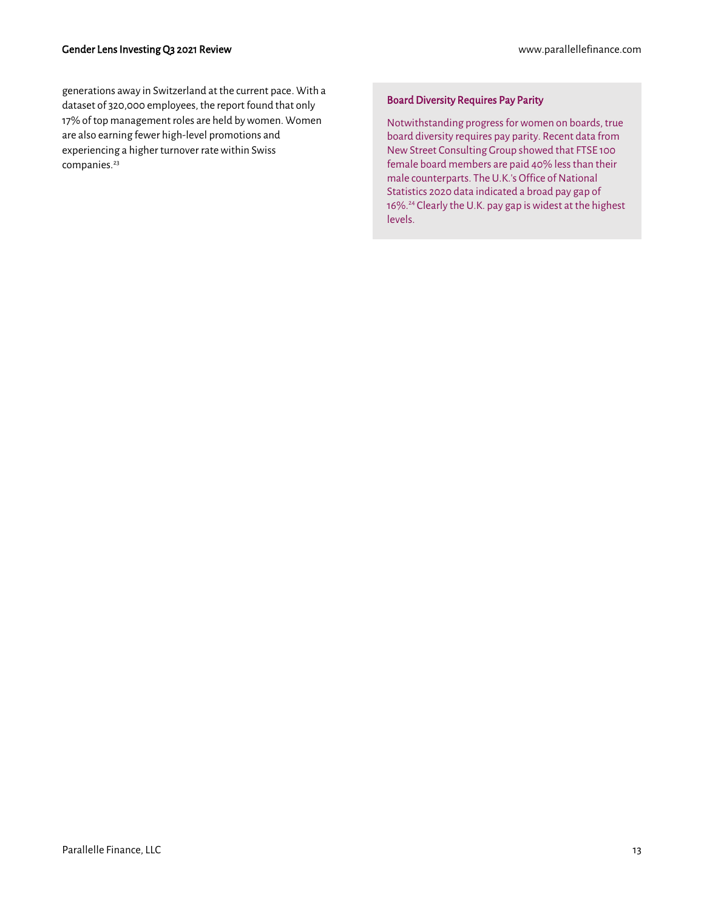generations away in Switzerland at the current pace. With a dataset of 320,000 employees, the report found that only 17% of top management roles are held by women. Women are also earning fewer high-level promotions and experiencing a higher turnover rate within Swiss companies.[23]

### Board Diversity Requires Pay Parity

Notwithstanding progress for women on boards, true board diversity requires pay parity. Recent data from New Street Consulting Group showed that FTSE 100 female board members are paid 40% less than their male counterparts. The U.K.'s Office of National Statistics 2020 data indicated a broad pay gap of 16%.[24] Clearly the U.K. pay gap is widest at the highest levels.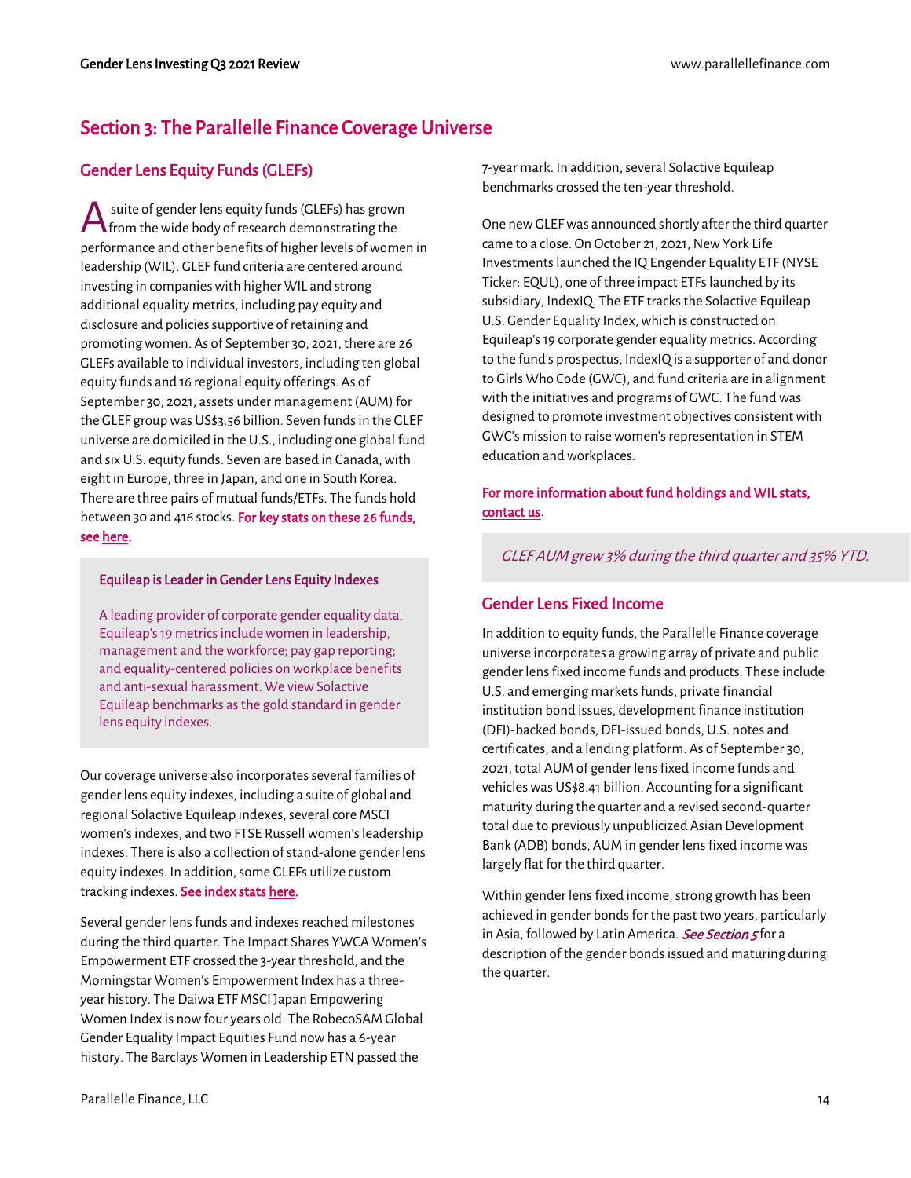# Section 3: The Parallelle Finance Coverage Universe

## Gender Lens Equity Funds (GLEFs)

A suite of gender lens equity funds (GLEFs) has grown from the wide body of research demonstrating the performance and other benefits of higher levels of women in leadership (WIL). GLEF fund criteria are centered around investing in companies with higher WIL and strong additional equality metrics, including pay equity and disclosure and policies supportive of retaining and promoting women. As of September 30, 2021, there are 26 GLEFs available to individual investors, including ten global equity funds and 16 regional equity offerings. As of September 30, 2021, assets under management (AUM) for the GLEF group was US$3.56 billion. Seven funds in the GLEF universe are domiciled in the U.S., including one global fund and six U.S. equity funds. Seven are based in Canada, with eight in Europe, three in Japan, and one in South Korea. There are three pairs of mutual funds/ETFs. The funds hold between 30 and 416 stocks. **For key stats on these 26 funds, see here.**

> **Equileap is Leader in Gender Lens Equity Indexes**
>
> A leading provider of corporate gender equality data, Equileap's 19 metrics include women in leadership, management and the workforce; pay gap reporting; and equality-centered policies on workplace benefits and anti-sexual harassment. We view Solactive Equileap benchmarks as the gold standard in gender lens equity indexes.

Our coverage universe also incorporates several families of gender lens equity indexes, including a suite of global and regional Solactive Equileap indexes, several core MSCI women's indexes, and two FTSE Russell women's leadership indexes. There is also a collection of stand-alone gender lens equity indexes. In addition, some GLEFs utilize custom tracking indexes. **See index stats here.**

Several gender lens funds and indexes reached milestones during the third quarter. The Impact Shares YWCA Women's Empowerment ETF crossed the 3-year threshold, and the Morningstar Women's Empowerment Index has a three-year history. The Daiwa ETF MSCI Japan Empowering Women Index is now four years old. The RobecoSAM Global Gender Equality Impact Equities Fund now has a 6-year history. The Barclays Women in Leadership ETN passed the 7-year mark. In addition, several Solactive Equileap benchmarks crossed the ten-year threshold.

One new GLEF was announced shortly after the third quarter came to a close. On October 21, 2021, New York Life Investments launched the IQ Engender Equality ETF (NYSE Ticker: EQUL), one of three impact ETFs launched by its subsidiary, IndexIQ. The ETF tracks the Solactive Equileap U.S. Gender Equality Index, which is constructed on Equileap's 19 corporate gender equality metrics. According to the fund's prospectus, IndexIQ is a supporter of and donor to Girls Who Code (GWC), and fund criteria are in alignment with the initiatives and programs of GWC. The fund was designed to promote investment objectives consistent with GWC's mission to raise women's representation in STEM education and workplaces.

**For more information about fund holdings and WIL stats, contact us.**

> *GLEF AUM grew 3% during the third quarter and 35% YTD.*

## Gender Lens Fixed Income

In addition to equity funds, the Parallelle Finance coverage universe incorporates a growing array of private and public gender lens fixed income funds and products. These include U.S. and emerging markets funds, private financial institution bond issues, development finance institution (DFI)-backed bonds, DFI-issued bonds, U.S. notes and certificates, and a lending platform. As of September 30, 2021, total AUM of gender lens fixed income funds and vehicles was US$8.41 billion. Accounting for a significant maturity during the quarter and a revised second-quarter total due to previously unpublicized Asian Development Bank (ADB) bonds, AUM in gender lens fixed income was largely flat for the third quarter.

Within gender lens fixed income, strong growth has been achieved in gender bonds for the past two years, particularly in Asia, followed by Latin America. ***See Section 5*** for a description of the gender bonds issued and maturing during the quarter.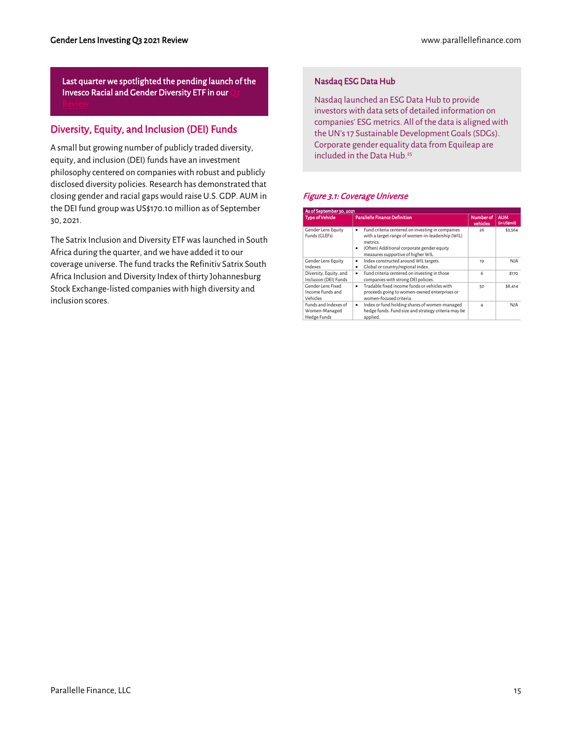**Last quarter we spotlighted the pending launch of the Invesco Racial and Gender Diversity ETF in our Q2 Review.**

## Diversity, Equity, and Inclusion (DEI) Funds

A small but growing number of publicly traded diversity, equity, and inclusion (DEI) funds have an investment philosophy centered on companies with robust and publicly disclosed diversity policies. Research has demonstrated that closing gender and racial gaps would raise U.S. GDP. AUM in the DEI fund group was US$170.10 million as of September 30, 2021.

The Satrix Inclusion and Diversity ETF was launched in South Africa during the quarter, and we have added it to our coverage universe. The fund tracks the Refinitiv Satrix South Africa Inclusion and Diversity Index of thirty Johannesburg Stock Exchange-listed companies with high diversity and inclusion scores.

### Nasdaq ESG Data Hub

Nasdaq launched an ESG Data Hub to provide investors with data sets of detailed information on companies' ESG metrics. All of the data is aligned with the UN's 17 Sustainable Development Goals (SDGs). Corporate gender equality data from Equileap are included in the Data Hub.[25]

*Figure 3.1: Coverage Universe*

| As of September 30, 2021 | | | |
|---|---|---|---|
| **Type of Vehicle** | **Parallelle Finance Definition** | **Number of vehicles** | **AUM (in US$mil)** |
| Gender Lens Equity Funds (GLEFs) | • Fund criteria centered on investing in companies with a target range of women-in-leadership (WIL) metrics. <br> • (Often) Additional corporate gender equity measures supportive of higher WIL. | 26 | $3,564 |
| Gender Lens Equity Indexes | • Index constructed around WIL targets. <br> • Global or country/regional index. | 19 | N/A |
| Diversity, Equity, and Inclusion (DEI) Funds | • Fund criteria centered on investing in those companies with strong DEI policies. | 6 | $170 |
| Gender Lens Fixed Income Funds and Vehicles | • Tradable fixed income funds or vehicles with proceeds going to women-owned enterprises or women-focused criteria. | 50 | $8,414 |
| Funds and Indexes of Women-Managed Hedge Funds | • Index or fund holding shares of women-managed hedge funds. Fund size and strategy criteria may be applied. | 4 | N/A |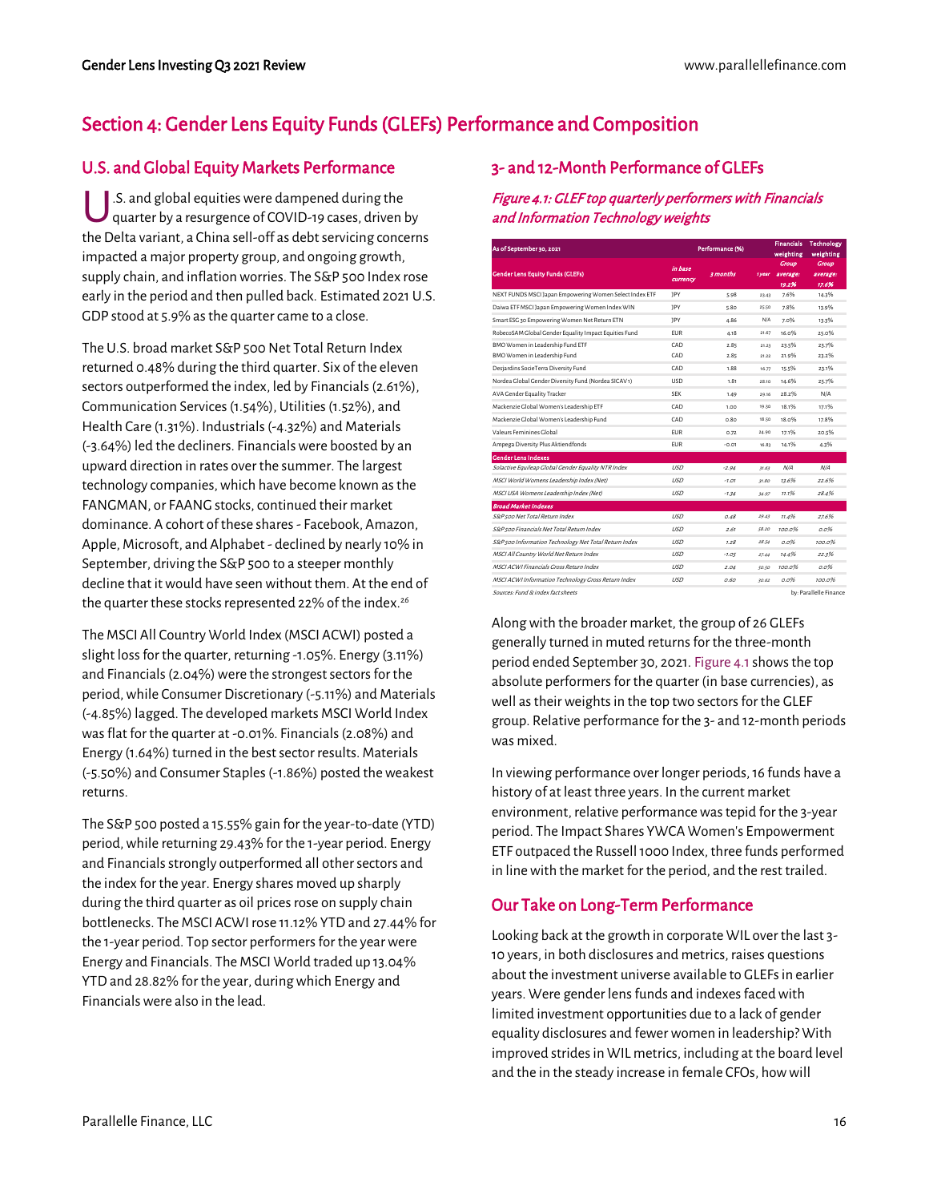## Section 4: Gender Lens Equity Funds (GLEFs) Performance and Composition

### U.S. and Global Equity Markets Performance

U.S. and global equities were dampened during the quarter by a resurgence of COVID-19 cases, driven by the Delta variant, a China sell-off as debt servicing concerns impacted a major property group, and ongoing growth, supply chain, and inflation worries. The S&P 500 Index rose early in the period and then pulled back. Estimated 2021 U.S. GDP stood at 5.9% as the quarter came to a close.

The U.S. broad market S&P 500 Net Total Return Index returned 0.48% during the third quarter. Six of the eleven sectors outperformed the index, led by Financials (2.61%), Communication Services (1.54%), Utilities (1.52%), and Health Care (1.31%). Industrials (-4.32%) and Materials (-3.64%) led the decliners. Financials were boosted by an upward direction in rates over the summer. The largest technology companies, which have become known as the FANGMAN, or FAANG stocks, continued their market dominance. A cohort of these shares - Facebook, Amazon, Apple, Microsoft, and Alphabet - declined by nearly 10% in September, driving the S&P 500 to a steeper monthly decline that it would have seen without them. At the end of the quarter these stocks represented 22% of the index.[26]

The MSCI All Country World Index (MSCI ACWI) posted a slight loss for the quarter, returning -1.05%. Energy (3.11%) and Financials (2.04%) were the strongest sectors for the period, while Consumer Discretionary (-5.11%) and Materials (-4.85%) lagged. The developed markets MSCI World Index was flat for the quarter at -0.01%. Financials (2.08%) and Energy (1.64%) turned in the best sector results. Materials (-5.50%) and Consumer Staples (-1.86%) posted the weakest returns.

The S&P 500 posted a 15.55% gain for the year-to-date (YTD) period, while returning 29.43% for the 1-year period. Energy and Financials strongly outperformed all other sectors and the index for the year. Energy shares moved up sharply during the third quarter as oil prices rose on supply chain bottlenecks. The MSCI ACWI rose 11.12% YTD and 27.44% for the 1-year period. Top sector performers for the year were Energy and Financials. The MSCI World traded up 13.04% YTD and 28.82% for the year, during which Energy and Financials were also in the lead.

### 3- and 12-Month Performance of GLEFs

*Figure 4.1: GLEF top quarterly performers with Financials and Information Technology weights*

| As of September 30, 2021 | | Performance (%) | | Financials weighting | Technology weighting |
|---|---|---|---|---|---|
| Gender Lens Equity Funds (GLEFs) | *in base currency* | *3 months* | *1 year* | *Group average: 19.2%* | *Group average: 17.6%* |
| NEXT FUNDS MSCI Japan Empowering Women Select Index ETF | JPY | 5.98 | 23.43 | 7.6% | 14.3% |
| Daiwa ETF MSCI Japan Empowering Women Index WIN | JPY | 5.80 | 25.50 | 7.8% | 13.9% |
| Smart ESG 30 Empowering Women Net Return ETN | JPY | 4.86 | N/A | 7.0% | 13.3% |
| RobecoSAM Global Gender Equality Impact Equities Fund | EUR | 4.18 | 21.67 | 16.0% | 25.0% |
| BMO Women in Leadership Fund ETF | CAD | 2.85 | 21.23 | 23.5% | 23.7% |
| BMO Women in Leadership Fund | CAD | 2.85 | 21.22 | 21.9% | 23.2% |
| Desjardins SocieTerra Diversity Fund | CAD | 1.88 | 16.77 | 15.5% | 23.1% |
| Nordea Global Gender Diversity Fund (Nordea SICAV 1) | USD | 1.81 | 28.10 | 14.6% | 25.7% |
| AVA Gender Equality Tracker | SEK | 1.49 | 29.16 | 28.2% | N/A |
| Mackenzie Global Women's Leadership ETF | CAD | 1.00 | 19.30 | 18.1% | 17.1% |
| Mackenzie Global Women's Leadership Fund | CAD | 0.80 | 18.50 | 18.0% | 17.8% |
| Valeurs Feminines Global | EUR | 0.72 | 24.90 | 17.1% | 20.5% |
| Ampega Diversity Plus Aktienfonds | EUR | -0.01 | 16.83 | 14.1% | 4.3% |
| **Gender Lens Indexes** | | | | | |
| *Solactive Equileap Global Gender Equality NTR Index* | *USD* | *-2.94* | *31.63* | *N/A* | *N/A* |
| *MSCI World Womens Leadership Index (Net)* | *USD* | *-1.01* | *31.80* | *13.6%* | *22.6%* |
| *MSCI USA Womens Leadership Index (Net)* | *USD* | *-1.34* | *34.97* | *11.1%* | *28.4%* |
| **Broad Market Indexes** | | | | | |
| *S&P 500 Net Total Return Index* | *USD* | *0.48* | *29.43* | *11.4%* | *27.6%* |
| *S&P 500 Financials Net Total Return Index* | *USD* | *2.61* | *58.20* | *100.0%* | *0.0%* |
| *S&P 500 Information Technology Net Total Return Index* | *USD* | *1.28* | *28.54* | *0.0%* | *100.0%* |
| *MSCI All Country World Net Return Index* | *USD* | *-1.05* | *27.44* | *14.4%* | *22.3%* |
| *MSCI ACWI Financials Gross Return Index* | *USD* | *2.04* | *50.50* | *100.0%* | *0.0%* |
| *MSCI ACWI Information Technology Gross Return Index* | *USD* | *0.60* | *30.62* | *0.0%* | *100.0%* |

*Sources: Fund & index fact sheets* by: Parallelle Finance

Along with the broader market, the group of 26 GLEFs generally turned in muted returns for the three-month period ended September 30, 2021. Figure 4.1 shows the top absolute performers for the quarter (in base currencies), as well as their weights in the top two sectors for the GLEF group. Relative performance for the 3- and 12-month periods was mixed.

In viewing performance over longer periods, 16 funds have a history of at least three years. In the current market environment, relative performance was tepid for the 3-year period. The Impact Shares YWCA Women's Empowerment ETF outpaced the Russell 1000 Index, three funds performed in line with the market for the period, and the rest trailed.

### Our Take on Long-Term Performance

Looking back at the growth in corporate WIL over the last 3-10 years, in both disclosures and metrics, raises questions about the investment universe available to GLEFs in earlier years. Were gender lens funds and indexes faced with limited investment opportunities due to a lack of gender equality disclosures and fewer women in leadership? With improved strides in WIL metrics, including at the board level and the in the steady increase in female CFOs, how will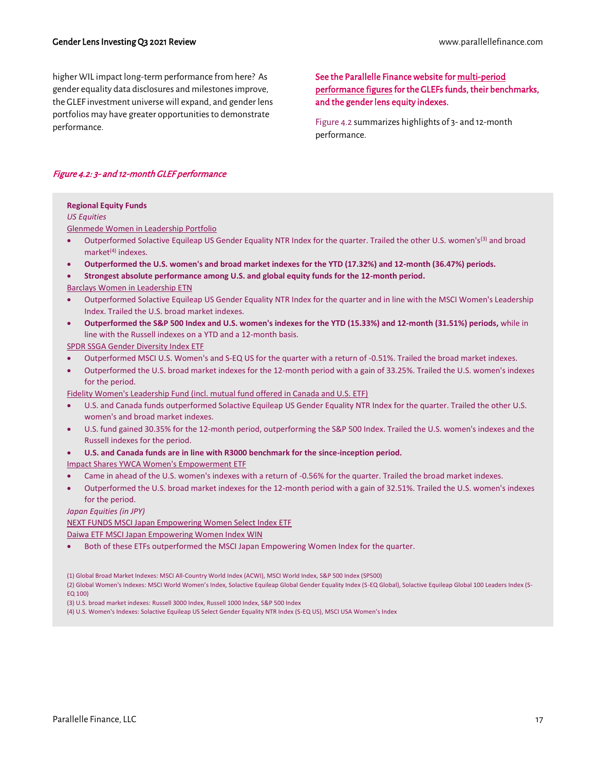higher WIL impact long-term performance from here? As gender equality data disclosures and milestones improve, the GLEF investment universe will expand, and gender lens portfolios may have greater opportunities to demonstrate performance.

**See the Parallelle Finance website for multi-period performance figures for the GLEFs funds, their benchmarks, and the gender lens equity indexes.**

Figure 4.2 summarizes highlights of 3- and 12-month performance.

*Figure 4.2: 3- and 12-month GLEF performance*

**Regional Equity Funds**

*US Equities*

Glenmede Women in Leadership Portfolio

- Outperformed Solactive Equileap US Gender Equality NTR Index for the quarter. Trailed the other U.S. women's[3] and broad market[4] indexes.
- **Outperformed the U.S. women's and broad market indexes for the YTD (17.32%) and 12-month (36.47%) periods.**
- **Strongest absolute performance among U.S. and global equity funds for the 12-month period.**

Barclays Women in Leadership ETN

- Outperformed Solactive Equileap US Gender Equality NTR Index for the quarter and in line with the MSCI Women's Leadership Index. Trailed the U.S. broad market indexes.
- **Outperformed the S&P 500 Index and U.S. women's indexes for the YTD (15.33%) and 12-month (31.51%) periods,** while in line with the Russell indexes on a YTD and a 12-month basis.

SPDR SSGA Gender Diversity Index ETF

- Outperformed MSCI U.S. Women's and S-EQ US for the quarter with a return of -0.51%. Trailed the broad market indexes.
- Outperformed the U.S. broad market indexes for the 12-month period with a gain of 33.25%. Trailed the U.S. women's indexes for the period.

Fidelity Women's Leadership Fund (incl. mutual fund offered in Canada and U.S. ETF)

- U.S. and Canada funds outperformed Solactive Equileap US Gender Equality NTR Index for the quarter. Trailed the other U.S. women's and broad market indexes.
- U.S. fund gained 30.35% for the 12-month period, outperforming the S&P 500 Index. Trailed the U.S. women's indexes and the Russell indexes for the period.
- **U.S. and Canada funds are in line with R3000 benchmark for the since-inception period.**

Impact Shares YWCA Women's Empowerment ETF

- Came in ahead of the U.S. women's indexes with a return of -0.56% for the quarter. Trailed the broad market indexes.
- Outperformed the U.S. broad market indexes for the 12-month period with a gain of 32.51%. Trailed the U.S. women's indexes for the period.

*Japan Equities (in JPY)*

NEXT FUNDS MSCI Japan Empowering Women Select Index ETF

Daiwa ETF MSCI Japan Empowering Women Index WIN

- Both of these ETFs outperformed the MSCI Japan Empowering Women Index for the quarter.

(1) Global Broad Market Indexes: MSCI All-Country World Index (ACWI), MSCI World Index, S&P 500 Index (SP500)

(2) Global Women's Indexes: MSCI World Women's Index, Solactive Equileap Global Gender Equality Index (S-EQ Global), Solactive Equileap Global 100 Leaders Index (S-EQ 100)

(3) U.S. broad market indexes: Russell 3000 Index, Russell 1000 Index, S&P 500 Index

(4) U.S. Women's Indexes: Solactive Equileap US Select Gender Equality NTR Index (S-EQ US), MSCI USA Women's Index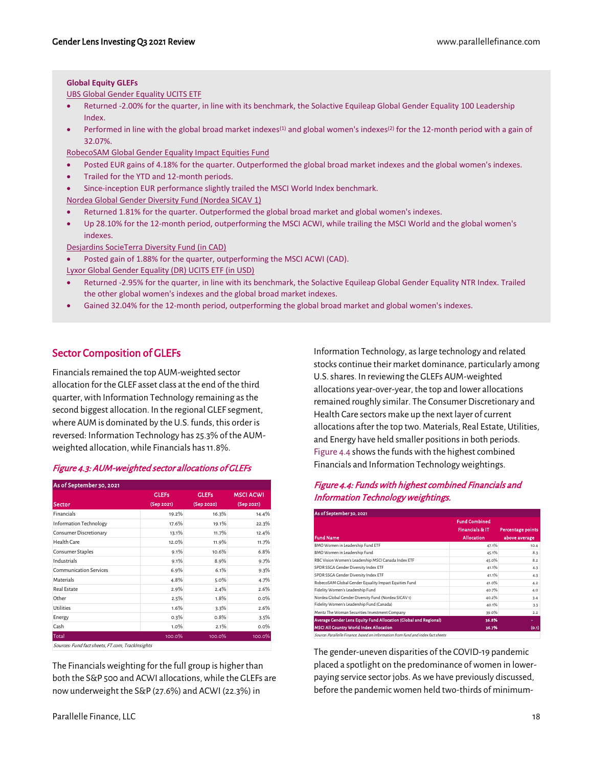**Global Equity GLEFs**

UBS Global Gender Equality UCITS ETF

- Returned -2.00% for the quarter, in line with its benchmark, the Solactive Equileap Global Gender Equality 100 Leadership Index.
- Performed in line with the global broad market indexes(1) and global women's indexes(2) for the 12-month period with a gain of 32.07%.

RobecoSAM Global Gender Equality Impact Equities Fund

- Posted EUR gains of 4.18% for the quarter. Outperformed the global broad market indexes and the global women's indexes.
- Trailed for the YTD and 12-month periods.
- Since-inception EUR performance slightly trailed the MSCI World Index benchmark.

Nordea Global Gender Diversity Fund (Nordea SICAV 1)

- Returned 1.81% for the quarter. Outperformed the global broad market and global women's indexes.
- Up 28.10% for the 12-month period, outperforming the MSCI ACWI, while trailing the MSCI World and the global women's indexes.

Desjardins SocieTerra Diversity Fund (in CAD)

- Posted gain of 1.88% for the quarter, outperforming the MSCI ACWI (CAD).

Lyxor Global Gender Equality (DR) UCITS ETF (in USD)

- Returned -2.95% for the quarter, in line with its benchmark, the Solactive Equileap Global Gender Equality NTR Index. Trailed the other global women's indexes and the global broad market indexes.
- Gained 32.04% for the 12-month period, outperforming the global broad market and global women's indexes.

## Sector Composition of GLEFs

Financials remained the top AUM-weighted sector allocation for the GLEF asset class at the end of the third quarter, with Information Technology remaining as the second biggest allocation. In the regional GLEF segment, where AUM is dominated by the U.S. funds, this order is reversed: Information Technology has 25.3% of the AUM-weighted allocation, while Financials has 11.8%.

*Figure 4.3: AUM-weighted sector allocations of GLEFs*

As of September 30, 2021

| Sector | GLEFs (Sep 2021) | GLEFs (Sep 2020) | MSCI ACWI (Sep 2021) |
|---|---|---|---|
| Financials | 19.2% | 16.3% | 14.4% |
| Information Technology | 17.6% | 19.1% | 22.3% |
| Consumer Discretionary | 13.1% | 11.7% | 12.4% |
| Health Care | 12.0% | 11.9% | 11.7% |
| Consumer Staples | 9.1% | 10.6% | 6.8% |
| Industrials | 9.1% | 8.9% | 9.7% |
| Communication Services | 6.9% | 6.1% | 9.3% |
| Materials | 4.8% | 5.0% | 4.7% |
| Real Estate | 2.9% | 2.4% | 2.6% |
| Other | 2.5% | 1.8% | 0.0% |
| Utilities | 1.6% | 3.3% | 2.6% |
| Energy | 0.3% | 0.8% | 3.5% |
| Cash | 1.0% | 2.1% | 0.0% |
| Total | 100.0% | 100.0% | 100.0% |

Sources: Fund fact sheets, FT.com, TrackInsights

The Financials weighting for the full group is higher than both the S&P 500 and ACWI allocations, while the GLEFs are now underweight the S&P (27.6%) and ACWI (22.3%) in Information Technology, as large technology and related stocks continue their market dominance, particularly among U.S. shares. In reviewing the GLEFs AUM-weighted allocations year-over-year, the top and lower allocations remained roughly similar. The Consumer Discretionary and Health Care sectors make up the next layer of current allocations after the top two. Materials, Real Estate, Utilities, and Energy have held smaller positions in both periods. Figure 4.4 shows the funds with the highest combined Financials and Information Technology weightings.

*Figure 4.4: Funds with highest combined Financials and Information Technology weightings.*

As of September 30, 2021

| Fund Name | Fund Combined Financials & IT Allocation | Percentage points above average |
|---|---|---|
| BMO Women in Leadership Fund ETF | 47.1% | 10.4 |
| BMO Women in Leadership Fund | 45.1% | 8.3 |
| RBC Vision Women's Leadership MSCI Canada Index ETF | 45.0% | 8.2 |
| SPDR SSGA Gender Diversity Index ETF | 41.1% | 4.3 |
| SPDR SSGA Gender Diversity Index ETF | 41.1% | 4.3 |
| RobecoSAM Global Gender Equality Impact Equities Fund | 41.0% | 4.2 |
| Fidelity Women's Leadership Fund | 40.7% | 4.0 |
| Nordea Global Gender Diversity Fund (Nordea SICAV 1) | 40.2% | 3.4 |
| Fidelity Women's Leadership Fund (Canada) | 40.1% | 3.3 |
| Meritz The Woman Securities Investment Company | 39.0% | 2.2 |
| Average Gender Lens Equity Fund Allocation (Global and Regional) | 36.8% | - |
| MSCI All Country World Index Allocation | 36.7% | (0.1) |

Source: Parallelle Finance, based on information from fund and index fact sheets

The gender-uneven disparities of the COVID-19 pandemic placed a spotlight on the predominance of women in lower-paying service sector jobs. As we have previously discussed, before the pandemic women held two-thirds of minimum-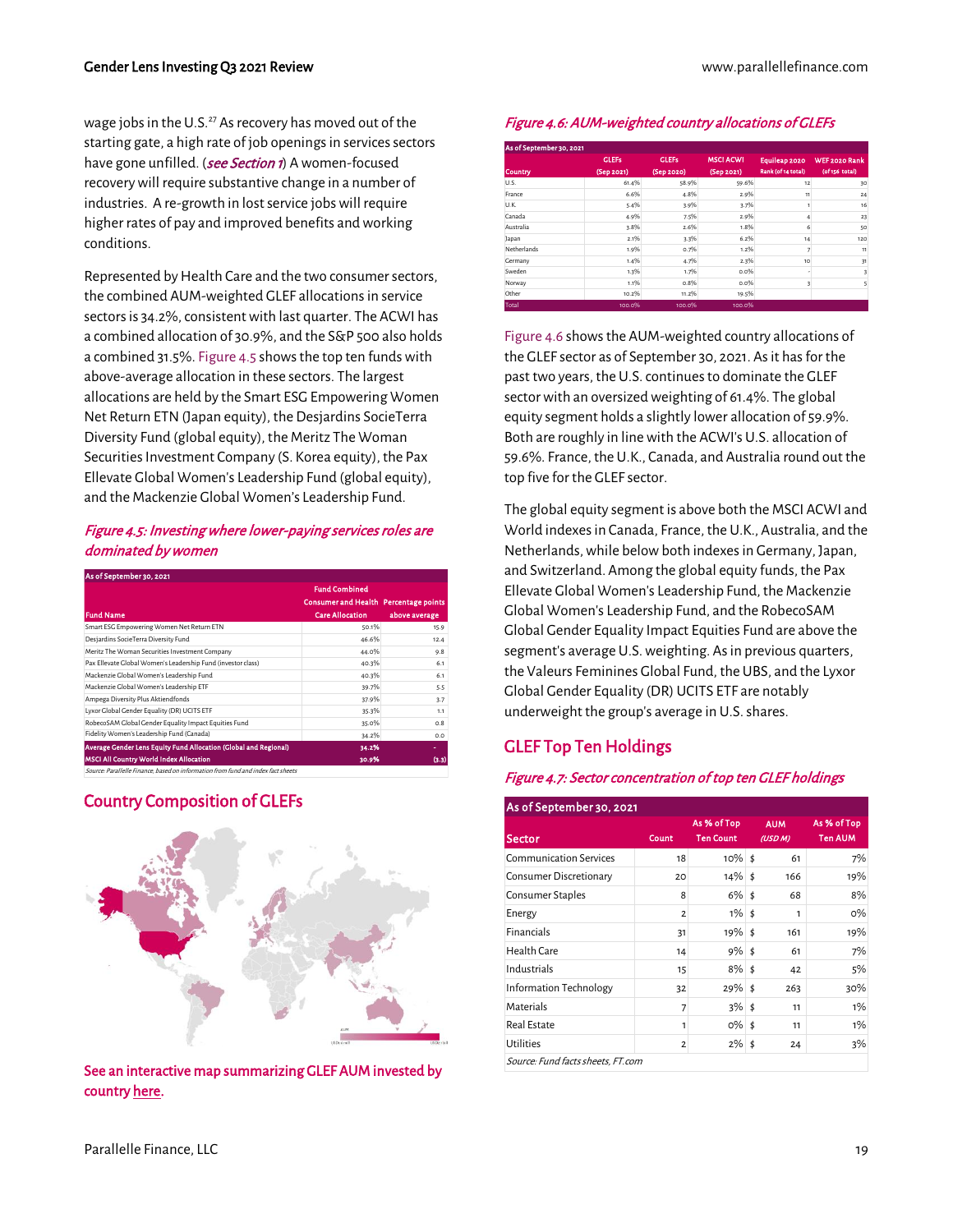wage jobs in the U.S.[27] As recovery has moved out of the starting gate, a high rate of job openings in services sectors have gone unfilled. (*see Section 1*) A women-focused recovery will require substantive change in a number of industries. A re-growth in lost service jobs will require higher rates of pay and improved benefits and working conditions.

Represented by Health Care and the two consumer sectors, the combined AUM-weighted GLEF allocations in service sectors is 34.2%, consistent with last quarter. The ACWI has a combined allocation of 30.9%, and the S&P 500 also holds a combined 31.5%. Figure 4.5 shows the top ten funds with above-average allocation in these sectors. The largest allocations are held by the Smart ESG Empowering Women Net Return ETN (Japan equity), the Desjardins SocieTerra Diversity Fund (global equity), the Meritz The Woman Securities Investment Company (S. Korea equity), the Pax Ellevate Global Women's Leadership Fund (global equity), and the Mackenzie Global Women's Leadership Fund.

*Figure 4.5: Investing where lower-paying services roles are dominated by women*

| As of September 30, 2021 | | |
|---|---|---|
| Fund Name | Fund Combined Consumer and Health Care Allocation | Percentage points above average |
| Smart ESG Empowering Women Net Return ETN | 50.1% | 15.9 |
| Desjardins SocieTerra Diversity Fund | 46.6% | 12.4 |
| Meritz The Woman Securities Investment Company | 44.0% | 9.8 |
| Pax Ellevate Global Women's Leadership Fund (investor class) | 40.3% | 6.1 |
| Mackenzie Global Women's Leadership Fund | 40.3% | 6.1 |
| Mackenzie Global Women's Leadership ETF | 39.7% | 5.5 |
| Ampega Diversity Plus Aktiendfonds | 37.9% | 3.7 |
| Lyxor Global Gender Equality (DR) UCITS ETF | 35.3% | 1.1 |
| RobecoSAM Global Gender Equality Impact Equities Fund | 35.0% | 0.8 |
| Fidelity Women's Leadership Fund (Canada) | 34.2% | 0.0 |
| Average Gender Lens Equity Fund Allocation (Global and Regional) | 34.2% | - |
| MSCI All Country World Index Allocation | 30.9% | (3.3) |

*Source: Parallelle Finance, based on information from fund and index fact sheets*

## Country Composition of GLEFs

See an interactive map summarizing GLEF AUM invested by country here.

*Figure 4.6: AUM-weighted country allocations of GLEFs*

| As of September 30, 2021 | | | | | |
|---|---|---|---|---|---|
| Country | GLEFs (Sep 2021) | GLEFs (Sep 2020) | MSCI ACWI (Sep 2021) | Equileap 2020 Rank (of 14 total) | WEF 2020 Rank (of 156 total) |
| U.S. | 61.4% | 58.9% | 59.6% | 12 | 30 |
| France | 6.6% | 4.8% | 2.9% | 11 | 24 |
| U.K. | 5.4% | 3.9% | 3.7% | 1 | 16 |
| Canada | 4.9% | 7.5% | 2.9% | 4 | 23 |
| Australia | 3.8% | 2.6% | 1.8% | 6 | 50 |
| Japan | 2.1% | 3.3% | 6.2% | 14 | 120 |
| Netherlands | 1.9% | 0.7% | 1.2% | 7 | 11 |
| Germany | 1.4% | 4.7% | 2.3% | 10 | 31 |
| Sweden | 1.3% | 1.7% | 0.0% | - | 3 |
| Norway | 1.1% | 0.8% | 0.0% | 3 | 5 |
| Other | 10.2% | 11.2% | 19.5% | | |
| Total | 100.0% | 100.0% | 100.0% | | |

Figure 4.6 shows the AUM-weighted country allocations of the GLEF sector as of September 30, 2021. As it has for the past two years, the U.S. continues to dominate the GLEF sector with an oversized weighting of 61.4%. The global equity segment holds a slightly lower allocation of 59.9%. Both are roughly in line with the ACWI's U.S. allocation of 59.6%. France, the U.K., Canada, and Australia round out the top five for the GLEF sector.

The global equity segment is above both the MSCI ACWI and World indexes in Canada, France, the U.K., Australia, and the Netherlands, while below both indexes in Germany, Japan, and Switzerland. Among the global equity funds, the Pax Ellevate Global Women's Leadership Fund, the Mackenzie Global Women's Leadership Fund, and the RobecoSAM Global Gender Equality Impact Equities Fund are above the segment's average U.S. weighting. As in previous quarters, the Valeurs Feminines Global Fund, the UBS, and the Lyxor Global Gender Equality (DR) UCITS ETF are notably underweight the group's average in U.S. shares.

## GLEF Top Ten Holdings

*Figure 4.7: Sector concentration of top ten GLEF holdings*

| As of September 30, 2021 | | | | |
|---|---|---|---|---|
| Sector | Count | As % of Top Ten Count | AUM (USD M) | As % of Top Ten AUM |
| Communication Services | 18 | 10% | $ 61 | 7% |
| Consumer Discretionary | 20 | 14% | $ 166 | 19% |
| Consumer Staples | 8 | 6% | $ 68 | 8% |
| Energy | 2 | 1% | $ 1 | 0% |
| Financials | 31 | 19% | $ 161 | 19% |
| Health Care | 14 | 9% | $ 61 | 7% |
| Industrials | 15 | 8% | $ 42 | 5% |
| Information Technology | 32 | 29% | $ 263 | 30% |
| Materials | 7 | 3% | $ 11 | 1% |
| Real Estate | 1 | 0% | $ 11 | 1% |
| Utilities | 2 | 2% | $ 24 | 3% |

*Source: Fund facts sheets, FT.com*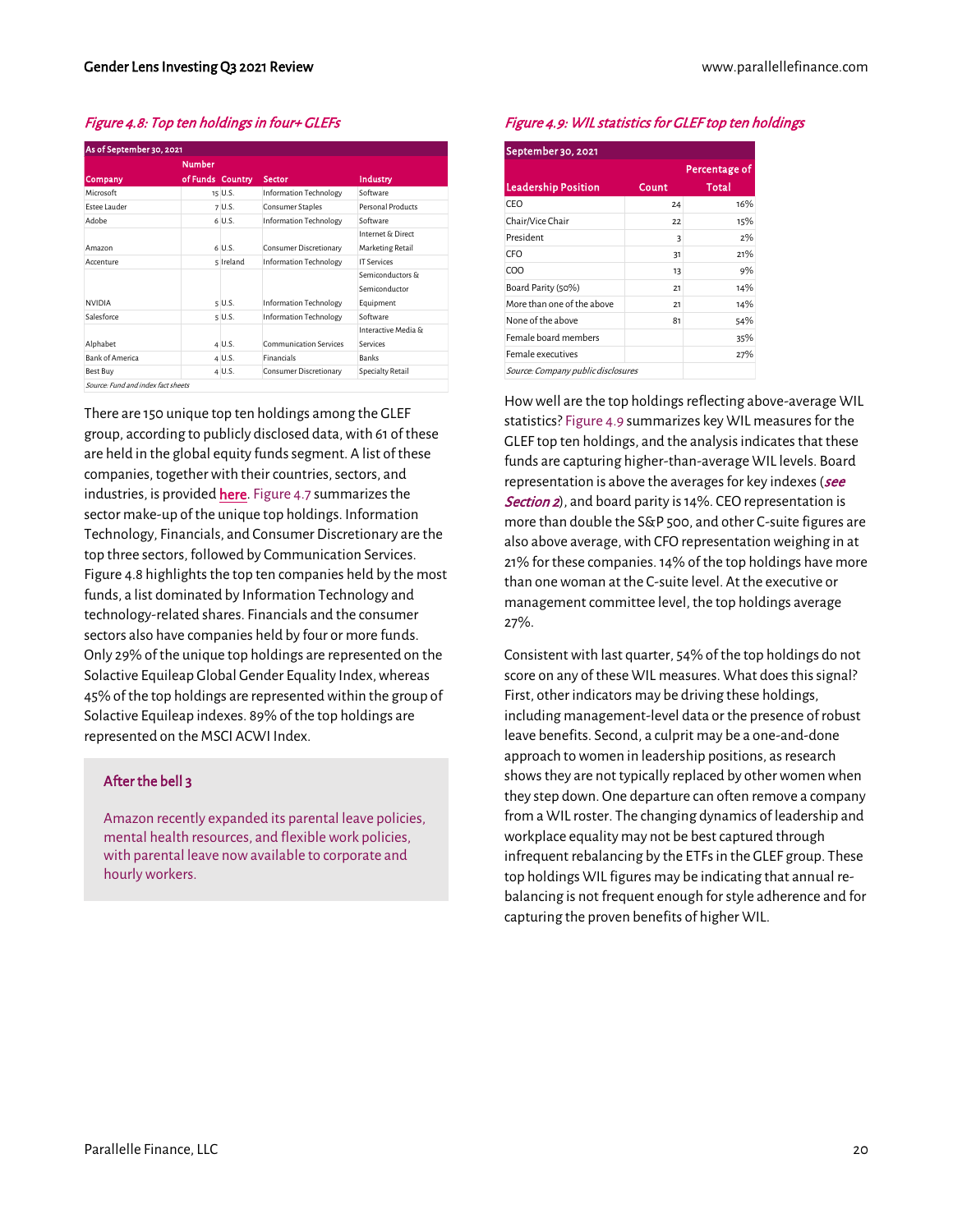*Figure 4.8: Top ten holdings in four+ GLEFs*

| As of September 30, 2021 | | | | |
|---|---|---|---|---|
| Company | Number of Funds | Country | Sector | Industry |
| Microsoft | 15 | U.S. | Information Technology | Software |
| Estee Lauder | 7 | U.S. | Consumer Staples | Personal Products |
| Adobe | 6 | U.S. | Information Technology | Software |
| Amazon | 6 | U.S. | Consumer Discretionary | Internet & Direct Marketing Retail |
| Accenture | 5 | Ireland | Information Technology | IT Services |
| NVIDIA | 5 | U.S. | Information Technology | Semiconductors & Semiconductor Equipment |
| Salesforce | 5 | U.S. | Information Technology | Software |
| Alphabet | 4 | U.S. | Communication Services | Interactive Media & Services |
| Bank of America | 4 | U.S. | Financials | Banks |
| Best Buy | 4 | U.S. | Consumer Discretionary | Specialty Retail |

*Source: Fund and index fact sheets*

There are 150 unique top ten holdings among the GLEF group, according to publicly disclosed data, with 61 of these are held in the global equity funds segment. A list of these companies, together with their countries, sectors, and industries, is provided **here**. Figure 4.7 summarizes the sector make-up of the unique top holdings. Information Technology, Financials, and Consumer Discretionary are the top three sectors, followed by Communication Services. Figure 4.8 highlights the top ten companies held by the most funds, a list dominated by Information Technology and technology-related shares. Financials and the consumer sectors also have companies held by four or more funds. Only 29% of the unique top holdings are represented on the Solactive Equileap Global Gender Equality Index, whereas 45% of the top holdings are represented within the group of Solactive Equileap indexes. 89% of the top holdings are represented on the MSCI ACWI Index.

### After the bell 3

Amazon recently expanded its parental leave policies, mental health resources, and flexible work policies, with parental leave now available to corporate and hourly workers.

*Figure 4.9: WIL statistics for GLEF top ten holdings*

| September 30, 2021 | | |
|---|---|---|
| Leadership Position | Count | Percentage of Total |
| CEO | 24 | 16% |
| Chair/Vice Chair | 22 | 15% |
| President | 3 | 2% |
| CFO | 31 | 21% |
| COO | 13 | 9% |
| Board Parity (50%) | 21 | 14% |
| More than one of the above | 21 | 14% |
| None of the above | 81 | 54% |
| Female board members | | 35% |
| Female executives | | 27% |

*Source: Company public disclosures*

How well are the top holdings reflecting above-average WIL statistics? Figure 4.9 summarizes key WIL measures for the GLEF top ten holdings, and the analysis indicates that these funds are capturing higher-than-average WIL levels. Board representation is above the averages for key indexes (***see Section 2***), and board parity is 14%. CEO representation is more than double the S&P 500, and other C-suite figures are also above average, with CFO representation weighing in at 21% for these companies. 14% of the top holdings have more than one woman at the C-suite level. At the executive or management committee level, the top holdings average 27%.

Consistent with last quarter, 54% of the top holdings do not score on any of these WIL measures. What does this signal? First, other indicators may be driving these holdings, including management-level data or the presence of robust leave benefits. Second, a culprit may be a one-and-done approach to women in leadership positions, as research shows they are not typically replaced by other women when they step down. One departure can often remove a company from a WIL roster. The changing dynamics of leadership and workplace equality may not be best captured through infrequent rebalancing by the ETFs in the GLEF group. These top holdings WIL figures may be indicating that annual re-balancing is not frequent enough for style adherence and for capturing the proven benefits of higher WIL.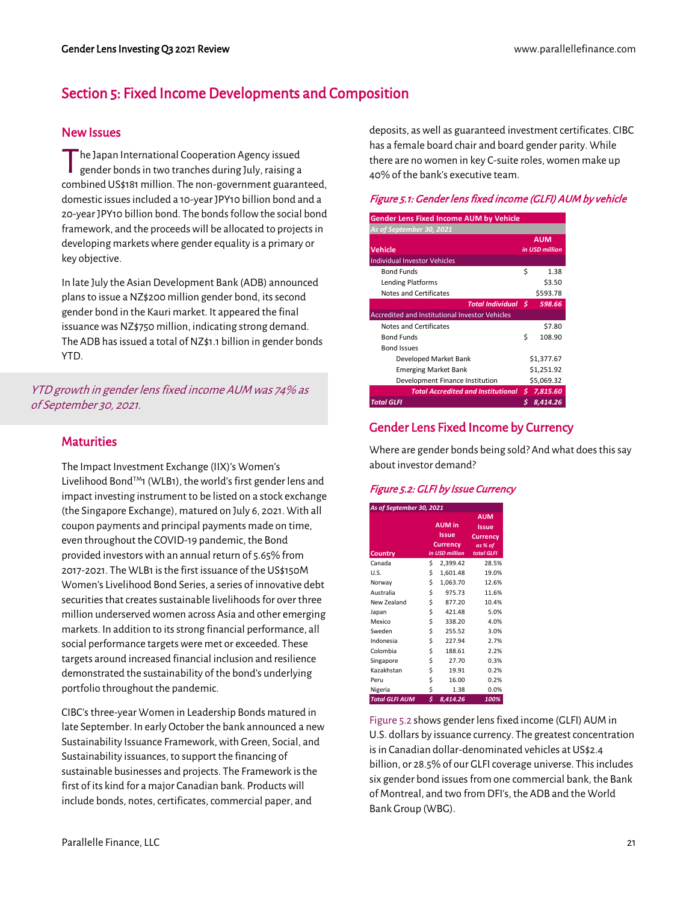## Section 5: Fixed Income Developments and Composition

### New Issues

The Japan International Cooperation Agency issued gender bonds in two tranches during July, raising a combined US$181 million. The non-government guaranteed, domestic issues included a 10-year JPY10 billion bond and a 20-year JPY10 billion bond. The bonds follow the social bond framework, and the proceeds will be allocated to projects in developing markets where gender equality is a primary or key objective.

In late July the Asian Development Bank (ADB) announced plans to issue a NZ$200 million gender bond, its second gender bond in the Kauri market. It appeared the final issuance was NZ$750 million, indicating strong demand. The ADB has issued a total of NZ$1.1 billion in gender bonds YTD.

*YTD growth in gender lens fixed income AUM was 74% as of September 30, 2021.*

### Maturities

The Impact Investment Exchange (IIX)'s Women's Livelihood Bond™1 (WLB1), the world's first gender lens and impact investing instrument to be listed on a stock exchange (the Singapore Exchange), matured on July 6, 2021. With all coupon payments and principal payments made on time, even throughout the COVID-19 pandemic, the Bond provided investors with an annual return of 5.65% from 2017-2021. The WLB1 is the first issuance of the US$150M Women's Livelihood Bond Series, a series of innovative debt securities that creates sustainable livelihoods for over three million underserved women across Asia and other emerging markets. In addition to its strong financial performance, all social performance targets were met or exceeded. These targets around increased financial inclusion and resilience demonstrated the sustainability of the bond's underlying portfolio throughout the pandemic.

CIBC's three-year Women in Leadership Bonds matured in late September. In early October the bank announced a new Sustainability Issuance Framework, with Green, Social, and Sustainability issuances, to support the financing of sustainable businesses and projects. The Framework is the first of its kind for a major Canadian bank. Products will include bonds, notes, certificates, commercial paper, and deposits, as well as guaranteed investment certificates. CIBC has a female board chair and board gender parity. While there are no women in key C-suite roles, women make up 40% of the bank's executive team.

*Figure 5.1: Gender lens fixed income (GLFI) AUM by vehicle*

| Gender Lens Fixed Income AUM by Vehicle | |
|---|---|
| *As of September 30, 2021* | |
| **Vehicle** | **AUM** *in USD million* |
| Individual Investor Vehicles | |
| Bond Funds | $ 1.38 |
| Lending Platforms | $3.50 |
| Notes and Certificates | $593.78 |
| ***Total Individual*** | ***$ 598.66*** |
| Accredited and Institutional Investor Vehicles | |
| Notes and Certificates | $7.80 |
| Bond Funds | $ 108.90 |
| Bond Issues | |
| Developed Market Bank | $1,377.67 |
| Emerging Market Bank | $1,251.92 |
| Development Finance Institution | $5,069.32 |
| ***Total Accredited and Institutional*** | ***$ 7,815.60*** |
| ***Total GLFI*** | ***$ 8,414.26*** |

### Gender Lens Fixed Income by Currency

Where are gender bonds being sold? And what does this say about investor demand?

*Figure 5.2: GLFI by Issue Currency*

| *As of September 30, 2021* | | |
|---|---|---|
| **Country** | **AUM in Issue Currency** *in USD million* | **AUM Issue Currency** *as % of total GLFI* |
| Canada | $ 2,399.42 | 28.5% |
| U.S. | $ 1,601.48 | 19.0% |
| Norway | $ 1,063.70 | 12.6% |
| Australia | $ 975.73 | 11.6% |
| New Zealand | $ 877.20 | 10.4% |
| Japan | $ 421.48 | 5.0% |
| Mexico | $ 338.20 | 4.0% |
| Sweden | $ 255.52 | 3.0% |
| Indonesia | $ 227.94 | 2.7% |
| Colombia | $ 188.61 | 2.2% |
| Singapore | $ 27.70 | 0.3% |
| Kazakhstan | $ 19.91 | 0.2% |
| Peru | $ 16.00 | 0.2% |
| Nigeria | $ 1.38 | 0.0% |
| ***Total GLFI AUM*** | ***$ 8,414.26*** | ***100%*** |

Figure 5.2 shows gender lens fixed income (GLFI) AUM in U.S. dollars by issuance currency. The greatest concentration is in Canadian dollar-denominated vehicles at US$2.4 billion, or 28.5% of our GLFI coverage universe. This includes six gender bond issues from one commercial bank, the Bank of Montreal, and two from DFI's, the ADB and the World Bank Group (WBG).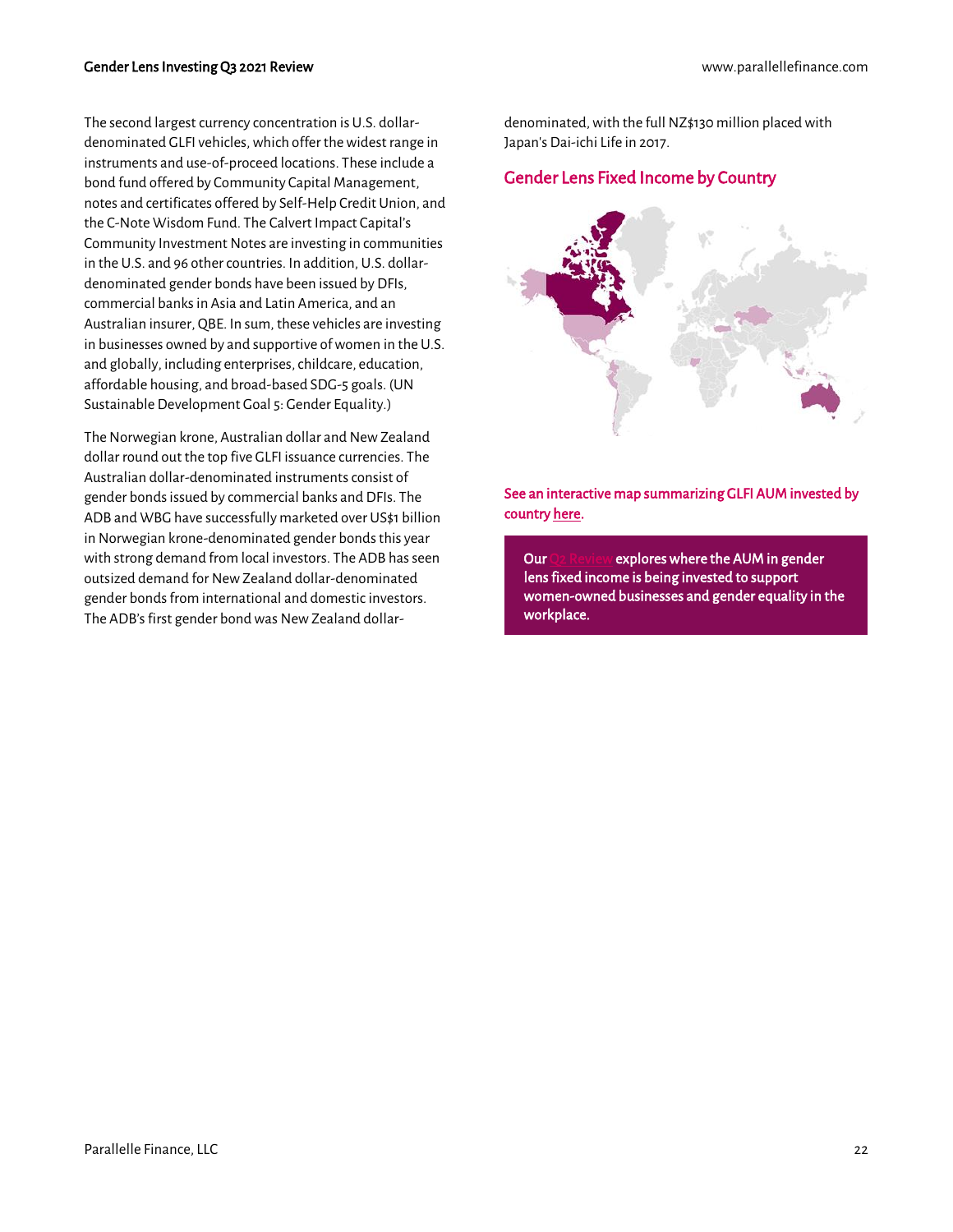The second largest currency concentration is U.S. dollar-denominated GLFI vehicles, which offer the widest range in instruments and use-of-proceed locations. These include a bond fund offered by Community Capital Management, notes and certificates offered by Self-Help Credit Union, and the C-Note Wisdom Fund. The Calvert Impact Capital's Community Investment Notes are investing in communities in the U.S. and 96 other countries. In addition, U.S. dollar-denominated gender bonds have been issued by DFIs, commercial banks in Asia and Latin America, and an Australian insurer, QBE. In sum, these vehicles are investing in businesses owned by and supportive of women in the U.S. and globally, including enterprises, childcare, education, affordable housing, and broad-based SDG-5 goals. (UN Sustainable Development Goal 5: Gender Equality.)

The Norwegian krone, Australian dollar and New Zealand dollar round out the top five GLFI issuance currencies. The Australian dollar-denominated instruments consist of gender bonds issued by commercial banks and DFIs. The ADB and WBG have successfully marketed over US$1 billion in Norwegian krone-denominated gender bonds this year with strong demand from local investors. The ADB has seen outsized demand for New Zealand dollar-denominated gender bonds from international and domestic investors. The ADB's first gender bond was New Zealand dollar-denominated, with the full NZ$130 million placed with Japan's Dai-ichi Life in 2017.

## Gender Lens Fixed Income by Country

**See an interactive map summarizing GLFI AUM invested by country here.**

> **Our Q2 Review explores where the AUM in gender lens fixed income is being invested to support women-owned businesses and gender equality in the workplace.**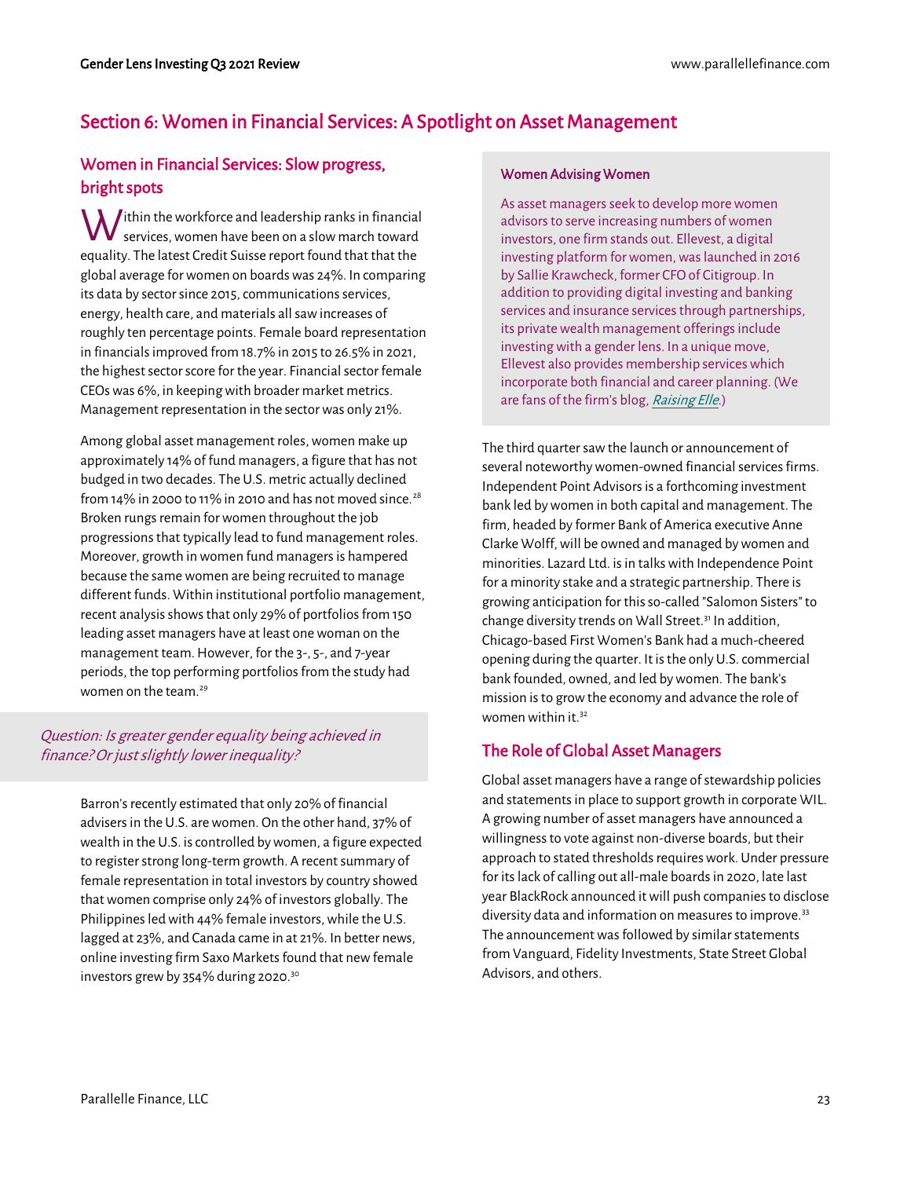## Section 6: Women in Financial Services: A Spotlight on Asset Management

### Women in Financial Services: Slow progress, bright spots

Within the workforce and leadership ranks in financial services, women have been on a slow march toward equality. The latest Credit Suisse report found that that the global average for women on boards was 24%. In comparing its data by sector since 2015, communications services, energy, health care, and materials all saw increases of roughly ten percentage points. Female board representation in financials improved from 18.7% in 2015 to 26.5% in 2021, the highest sector score for the year. Financial sector female CEOs was 6%, in keeping with broader market metrics. Management representation in the sector was only 21%.

Among global asset management roles, women make up approximately 14% of fund managers, a figure that has not budged in two decades. The U.S. metric actually declined from 14% in 2000 to 11% in 2010 and has not moved since.[28] Broken rungs remain for women throughout the job progressions that typically lead to fund management roles. Moreover, growth in women fund managers is hampered because the same women are being recruited to manage different funds. Within institutional portfolio management, recent analysis shows that only 29% of portfolios from 150 leading asset managers have at least one woman on the management team. However, for the 3-, 5-, and 7-year periods, the top performing portfolios from the study had women on the team.[29]

*Question: Is greater gender equality being achieved in finance? Or just slightly lower inequality?*

Barron's recently estimated that only 20% of financial advisers in the U.S. are women. On the other hand, 37% of wealth in the U.S. is controlled by women, a figure expected to register strong long-term growth. A recent summary of female representation in total investors by country showed that women comprise only 24% of investors globally. The Philippines led with 44% female investors, while the U.S. lagged at 23%, and Canada came in at 21%. In better news, online investing firm Saxo Markets found that new female investors grew by 354% during 2020.[30]

#### Women Advising Women

As asset managers seek to develop more women advisors to serve increasing numbers of women investors, one firm stands out. Ellevest, a digital investing platform for women, was launched in 2016 by Sallie Krawcheck, former CFO of Citigroup. In addition to providing digital investing and banking services and insurance services through partnerships, its private wealth management offerings include investing with a gender lens. In a unique move, Ellevest also provides membership services which incorporate both financial and career planning. (We are fans of the firm's blog, *Raising Elle*.)

The third quarter saw the launch or announcement of several noteworthy women-owned financial services firms. Independent Point Advisors is a forthcoming investment bank led by women in both capital and management. The firm, headed by former Bank of America executive Anne Clarke Wolff, will be owned and managed by women and minorities. Lazard Ltd. is in talks with Independence Point for a minority stake and a strategic partnership. There is growing anticipation for this so-called "Salomon Sisters" to change diversity trends on Wall Street.[31] In addition, Chicago-based First Women's Bank had a much-cheered opening during the quarter. It is the only U.S. commercial bank founded, owned, and led by women. The bank's mission is to grow the economy and advance the role of women within it.[32]

### The Role of Global Asset Managers

Global asset managers have a range of stewardship policies and statements in place to support growth in corporate WIL. A growing number of asset managers have announced a willingness to vote against non-diverse boards, but their approach to stated thresholds requires work. Under pressure for its lack of calling out all-male boards in 2020, late last year BlackRock announced it will push companies to disclose diversity data and information on measures to improve.[33] The announcement was followed by similar statements from Vanguard, Fidelity Investments, State Street Global Advisors, and others.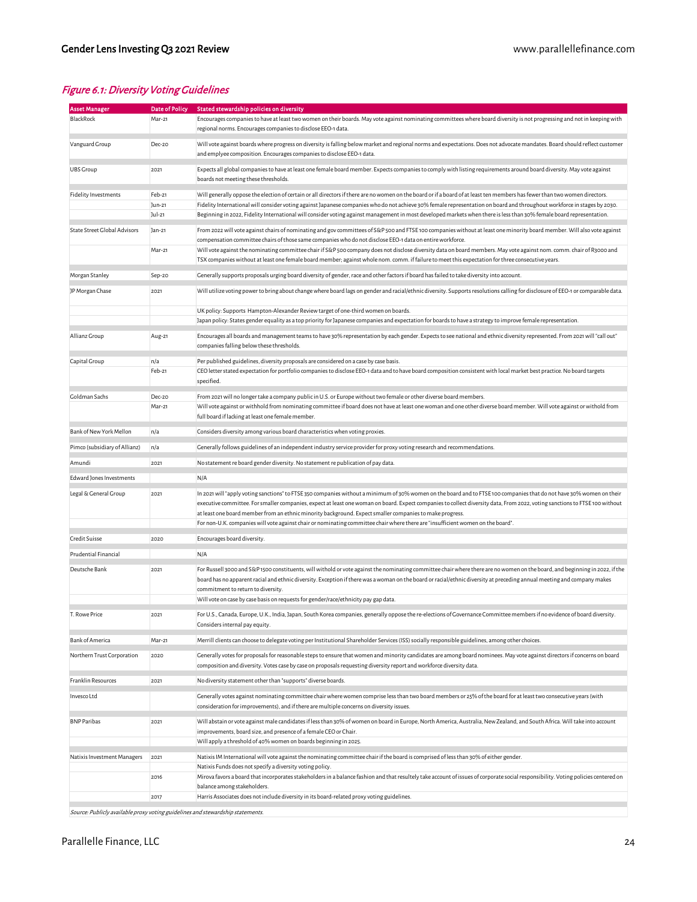## *Figure 6.1: Diversity Voting Guidelines*

| Asset Manager | Date of Policy | Stated stewardship policies on diversity |
|---|---|---|
| BlackRock | Mar-21 | Encourages companies to have at least two women on their boards. May vote against nominating committees where board diversity is not progressing and not in keeping with regional norms. Encourages companies to disclose EEO-1 data. |
| Vanguard Group | Dec-20 | Will vote against boards where progress on diversity is falling below market and regional norms and expectations. Does not advocate mandates. Board should reflect customer and emplyee composition. Encourages companies to disclose EEO-1 data. |
| UBS Group | 2021 | Expects all global companies to have at least one female board member. Expects companies to comply with listing requirements around board diversity. May vote against boards not meeting these thresholds. |
| Fidelity Investments | Feb-21 | Will generally oppose the election of certain or all directors if there are no women on the board or if a board of at least ten members has fewer than two women directors. |
| | Jun-21 | Fidelity International will consider voting against Japanese companies who do not achieve 30% female representation on board and throughout workforce in stages by 2030. |
| | Jul-21 | Beginning in 2022, Fidelity International will consider voting against management in most developed markets when there is less than 30% female board representation. |
| State Street Global Advisors | Jan-21 | From 2022 will vote against chairs of nominating and gov committees of S&P 500 and FTSE 100 companies without at least one minority board member. Will also vote against compensation committee chairs of those same companies who do not disclose EEO-1 data on entire workforce. |
| | Mar-21 | Will vote against the nominating committee chair if S&P 500 company does not disclose diversity data on board members. May vote against nom. comm. chair of R3000 and TSX companies without at least one female board member; against whole nom. comm. if failure to meet this expectation for three consecutive years. |
| Morgan Stanley | Sep-20 | Generally supports proposals urging board diversity of gender, race and other factors if board has failed to take diversity into account. |
| JP Morgan Chase | 2021 | Will utilize voting power to bring about change where board lags on gender and racial/ethnic diversity. Supports resolutions calling for disclosure of EEO-1 or comparable data. |
| | | UK policy: Supports Hampton-Alexander Review target of one-third women on boards. |
| | | Japan policy: States gender equality as a top priority for Japanese companies and expectation for boards to have a strategy to improve female representation. |
| Allianz Group | Aug-21 | Encourages all boards and management teams to have 30% representation by each gender. Expects to see national and ethnic diversity represented. From 2021 will "call out" companies falling below these thresholds. |
| Capital Group | n/a | Per published guidelines, diversity proposals are considered on a case by case basis. |
| | Feb-21 | CEO letter stated expectation for portfolio companies to disclose EEO-1 data and to have board composition consistent with local market best practice. No board targets specified. |
| Goldman Sachs | Dec-20 | From 2021 will no longer take a company public in U.S. or Europe without two female or other diverse board members. |
| | Mar-21 | Will vote against or withhold from nominating committee if board does not have at least one woman and one other diverse board member. Will vote against or withold from full board if lacking at least one female member. |
| Bank of New York Mellon | n/a | Considers diversity among various board characteristics when voting proxies. |
| Pimco (subsidiary of Allianz) | n/a | Generally follows guidelines of an independent industry service provider for proxy voting research and recommendations. |
| Amundi | 2021 | No statement re board gender diversity. No statement re publication of pay data. |
| Edward Jones Investments | | N/A |
| Legal & General Group | 2021 | In 2021 will "apply voting sanctions" to FTSE 350 companies without a minimum of 30% women on the board and to FTSE 100 companies that do not have 30% women on their executive committee. For smaller companies, expect at least one woman on board. Expect companies to collect diversity data, From 2022, voting sanctions to FTSE 100 without at least one board member from an ethnic minority background. Expect smaller companies to make progress. |
| | | For non-U.K. companies will vote against chair or nominating committee chair where there are "insufficient women on the board". |
| Credit Suisse | 2020 | Encourages board diversity. |
| Prudential Financial | | N/A |
| Deutsche Bank | 2021 | For Russell 3000 and S&P 1500 constituents, will withold or vote against the nominating committee chair where there are no women on the board, and beginning in 2022, if the board has no apparent racial and ethnic diversity. Exception if there was a woman on the board or racial/ethnic diversity at preceding annual meeting and company makes commitment to return to diversity. |
| | | Will vote on case by case basis on requests for gender/race/ethnicity pay gap data. |
| T. Rowe Price | 2021 | For U.S., Canada, Europe, U.K., India, Japan, South Korea companies, generally oppose the re-elections of Governance Committee members if no evidence of board diversity. Considers internal pay equity. |
| Bank of America | Mar-21 | Merrill clients can choose to delegate voting per Institutional Shareholder Services (ISS) socially responsible guidelines, among other choices. |
| Northern Trust Corporation | 2020 | Generally votes for proposals for reasonable steps to ensure that women and minority candidates are among board nominees. May vote against directors if concerns on board composition and diversity. Votes case by case on proposals requesting diversity report and workforce diversity data. |
| Franklin Resources | 2021 | No diversity statement other than "supports" diverse boards. |
| Invesco Ltd | | Generally votes against nominating committee chair where women comprise less than two board members or 25% of the board for at least two consecutive years (with consideration for improvements), and if there are multiple concerns on diversity issues. |
| BNP Paribas | 2021 | Will abstain or vote against male candidates if less than 30% of women on board in Europe, North America, Australia, New Zealand, and South Africa. Will take into account improvements, board size, and presence of a female CEO or Chair. |
| | | Will apply a threshold of 40% women on boards beginning in 2025. |
| Natixis Investment Managers | 2021 | Natixis IM International will vote against the nominating committee chair if the board is comprised of less than 30% of either gender. |
| | | Natixis Funds does not specify a diversity voting policy. |
| | 2016 | Mirova favors a board that incorporates stakeholders in a balance fashion and that resultely take account of issues of corporate social responsibility. Voting policies centered on balance among stakeholders. |
| | 2017 | Harris Associates does not include diversity in its board-related proxy voting guidelines. |

*Source: Publicly available proxy voting guidelines and stewardship statements.*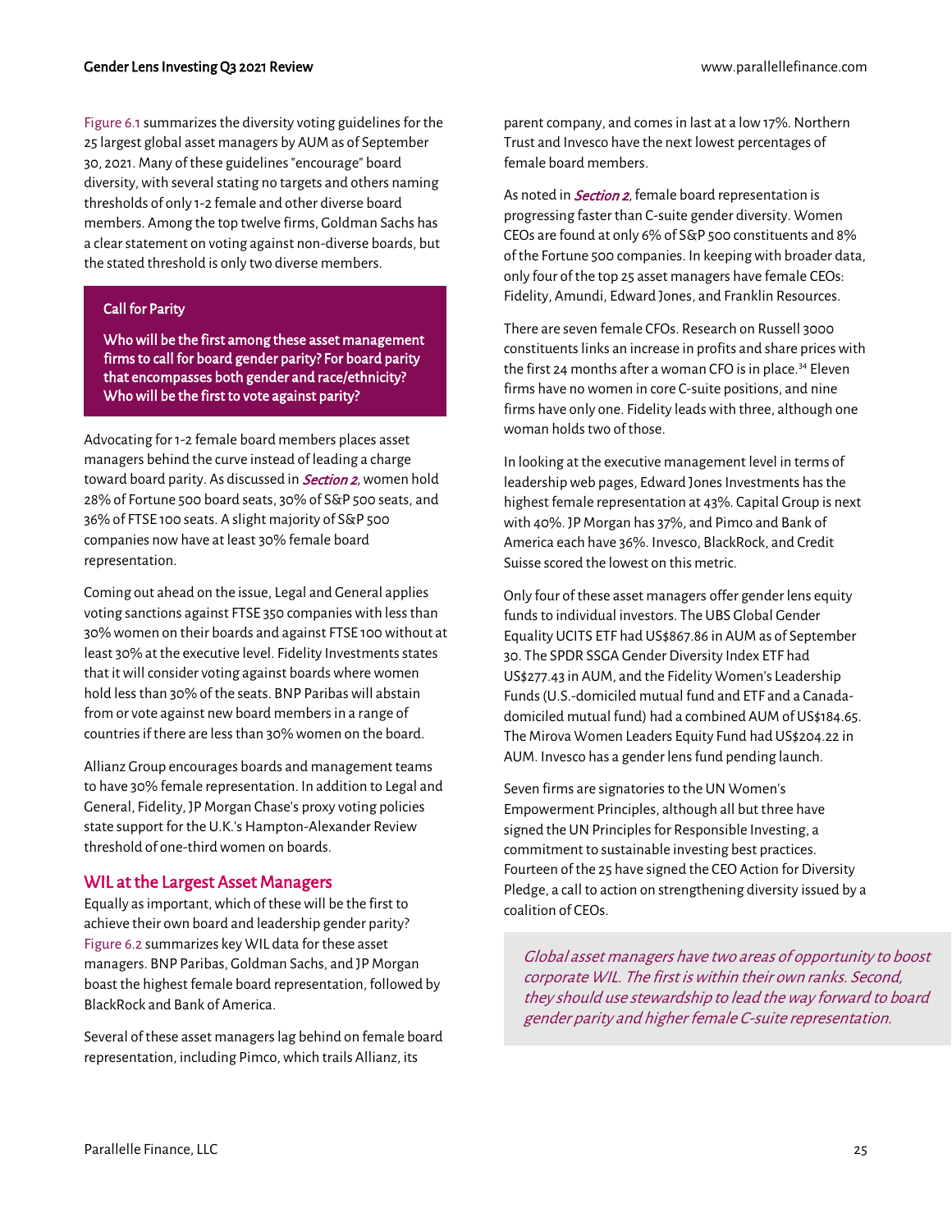Figure 6.1 summarizes the diversity voting guidelines for the 25 largest global asset managers by AUM as of September 30, 2021. Many of these guidelines "encourage" board diversity, with several stating no targets and others naming thresholds of only 1-2 female and other diverse board members. Among the top twelve firms, Goldman Sachs has a clear statement on voting against non-diverse boards, but the stated threshold is only two diverse members.

> **Call for Parity**
>
> **Who will be the first among these asset management firms to call for board gender parity? For board parity that encompasses both gender and race/ethnicity? Who will be the first to vote against parity?**

Advocating for 1-2 female board members places asset managers behind the curve instead of leading a charge toward board parity. As discussed in ***Section 2***, women hold 28% of Fortune 500 board seats, 30% of S&P 500 seats, and 36% of FTSE 100 seats. A slight majority of S&P 500 companies now have at least 30% female board representation.

Coming out ahead on the issue, Legal and General applies voting sanctions against FTSE 350 companies with less than 30% women on their boards and against FTSE 100 without at least 30% at the executive level. Fidelity Investments states that it will consider voting against boards where women hold less than 30% of the seats. BNP Paribas will abstain from or vote against new board members in a range of countries if there are less than 30% women on the board.

Allianz Group encourages boards and management teams to have 30% female representation. In addition to Legal and General, Fidelity, JP Morgan Chase's proxy voting policies state support for the U.K.'s Hampton-Alexander Review threshold of one-third women on boards.

## WIL at the Largest Asset Managers

Equally as important, which of these will be the first to achieve their own board and leadership gender parity? Figure 6.2 summarizes key WIL data for these asset managers. BNP Paribas, Goldman Sachs, and JP Morgan boast the highest female board representation, followed by BlackRock and Bank of America.

Several of these asset managers lag behind on female board representation, including Pimco, which trails Allianz, its parent company, and comes in last at a low 17%. Northern Trust and Invesco have the next lowest percentages of female board members.

As noted in ***Section 2***, female board representation is progressing faster than C-suite gender diversity. Women CEOs are found at only 6% of S&P 500 constituents and 8% of the Fortune 500 companies. In keeping with broader data, only four of the top 25 asset managers have female CEOs: Fidelity, Amundi, Edward Jones, and Franklin Resources.

There are seven female CFOs. Research on Russell 3000 constituents links an increase in profits and share prices with the first 24 months after a woman CFO is in place.[34] Eleven firms have no women in core C-suite positions, and nine firms have only one. Fidelity leads with three, although one woman holds two of those.

In looking at the executive management level in terms of leadership web pages, Edward Jones Investments has the highest female representation at 43%. Capital Group is next with 40%. JP Morgan has 37%, and Pimco and Bank of America each have 36%. Invesco, BlackRock, and Credit Suisse scored the lowest on this metric.

Only four of these asset managers offer gender lens equity funds to individual investors. The UBS Global Gender Equality UCITS ETF had US$867.86 in AUM as of September 30. The SPDR SSGA Gender Diversity Index ETF had US$277.43 in AUM, and the Fidelity Women's Leadership Funds (U.S.-domiciled mutual fund and ETF and a Canada-domiciled mutual fund) had a combined AUM of US$184.65. The Mirova Women Leaders Equity Fund had US$204.22 in AUM. Invesco has a gender lens fund pending launch.

Seven firms are signatories to the UN Women's Empowerment Principles, although all but three have signed the UN Principles for Responsible Investing, a commitment to sustainable investing best practices. Fourteen of the 25 have signed the CEO Action for Diversity Pledge, a call to action on strengthening diversity issued by a coalition of CEOs.

> *Global asset managers have two areas of opportunity to boost corporate WIL. The first is within their own ranks. Second, they should use stewardship to lead the way forward to board gender parity and higher female C-suite representation.*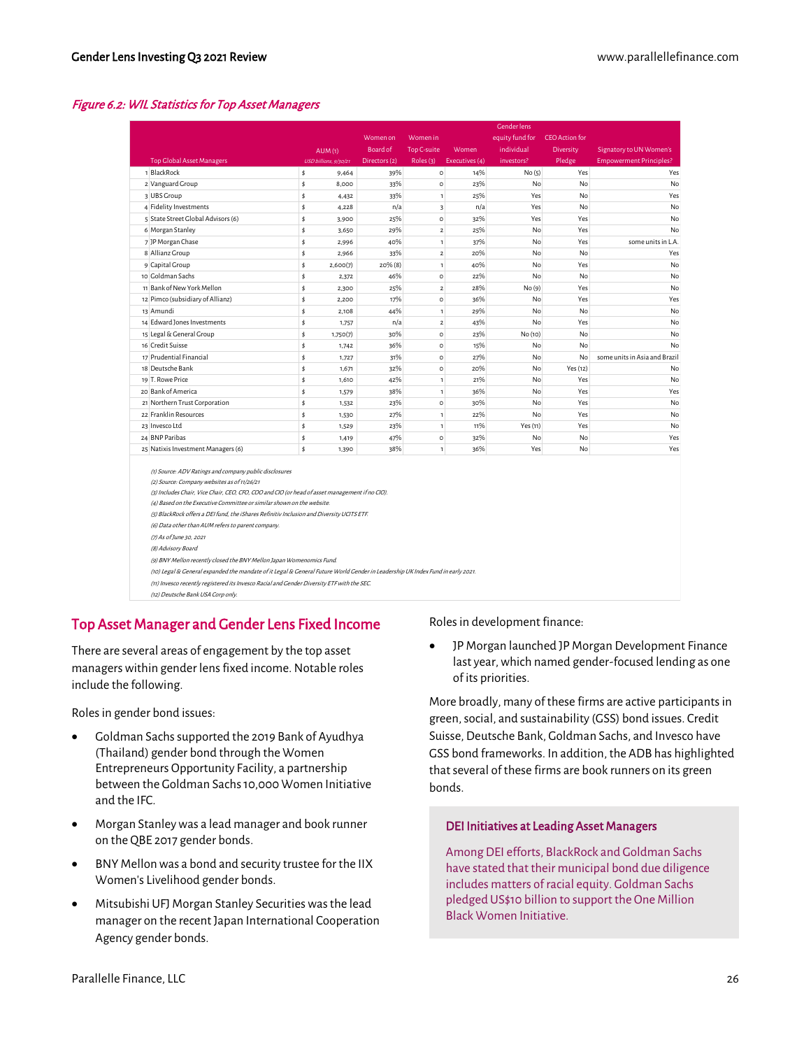*Figure 6.2: WIL Statistics for Top Asset Managers*

| | Top Global Asset Managers | | AUM (1) USD billions, 9/30/21 | Women on Board of Directors (2) | Women in Top C-suite Roles (3) | Women Executives (4) | Gender lens equity fund for individual investors? | CEO Action for Diversity Pledge | Signatory to UN Women's Empowerment Principles? |
|---|---|---|---|---|---|---|---|---|---|
| 1 | BlackRock | $ | 9,464 | 39% | 0 | 14% | No (5) | Yes | Yes |
| 2 | Vanguard Group | $ | 8,000 | 33% | 0 | 23% | No | No | No |
| 3 | UBS Group | $ | 4,432 | 33% | 1 | 25% | Yes | No | Yes |
| 4 | Fidelity Investments | $ | 4,228 | n/a | 3 | n/a | Yes | No | No |
| 5 | State Street Global Advisors (6) | $ | 3,900 | 25% | 0 | 32% | Yes | Yes | No |
| 6 | Morgan Stanley | $ | 3,650 | 29% | 2 | 25% | No | Yes | No |
| 7 | JP Morgan Chase | $ | 2,996 | 40% | 1 | 37% | No | Yes | some units in L.A. |
| 8 | Allianz Group | $ | 2,966 | 33% | 2 | 20% | No | No | Yes |
| 9 | Capital Group | $ | 2,600(7) | 20% (8) | 1 | 40% | No | Yes | No |
| 10 | Goldman Sachs | $ | 2,372 | 46% | 0 | 22% | No | No | No |
| 11 | Bank of New York Mellon | $ | 2,300 | 25% | 2 | 28% | No (9) | Yes | No |
| 12 | Pimco (subsidiary of Allianz) | $ | 2,200 | 17% | 0 | 36% | No | Yes | Yes |
| 13 | Amundi | $ | 2,108 | 44% | 1 | 29% | No | No | No |
| 14 | Edward Jones Investments | $ | 1,757 | n/a | 2 | 43% | No | Yes | No |
| 15 | Legal & General Group | $ | 1,750(7) | 30% | 0 | 23% | No (10) | No | No |
| 16 | Credit Suisse | $ | 1,742 | 36% | 0 | 15% | No | No | No |
| 17 | Prudential Financial | $ | 1,727 | 31% | 0 | 27% | No | No | some units in Asia and Brazil |
| 18 | Deutsche Bank | $ | 1,671 | 32% | 0 | 20% | No | Yes (12) | No |
| 19 | T. Rowe Price | $ | 1,610 | 42% | 1 | 21% | No | Yes | No |
| 20 | Bank of America | $ | 1,579 | 38% | 1 | 36% | No | Yes | Yes |
| 21 | Northern Trust Corporation | $ | 1,532 | 23% | 0 | 30% | No | Yes | No |
| 22 | Franklin Resources | $ | 1,530 | 27% | 1 | 22% | No | Yes | No |
| 23 | Invesco Ltd | $ | 1,529 | 23% | 1 | 11% | Yes (11) | Yes | No |
| 24 | BNP Paribas | $ | 1,419 | 47% | 0 | 32% | No | No | Yes |
| 25 | Natixis Investment Managers (6) | $ | 1,390 | 38% | 1 | 36% | Yes | No | Yes |

*(1) Source: ADV Ratings and company public disclosures*
*(2) Source: Company websites as of 11/26/21*
*(3) Includes Chair, Vice Chair, CEO, CFO, COO and CIO (or head of asset management if no CIO).*
*(4) Based on the Executive Committee or similar shown on the website.*
*(5) BlackRock offers a DEI fund, the iShares Refinitiv Inclusion and Diversity UCITS ETF.*
*(6) Data other than AUM refers to parent company.*
*(7) As of June 30, 2021*
*(8) Advisory Board*
*(9) BNY Mellon recently closed the BNY Mellon Japan Womenomics Fund.*
*(10) Legal & General expanded the mandate of it Legal & General Future World Gender in Leadership UK Index Fund in early 2021.*
*(11) Invesco recently registered its Invesco Racial and Gender Diversity ETF with the SEC.*
*(12) Deutsche Bank USA Corp only.*

## Top Asset Manager and Gender Lens Fixed Income

There are several areas of engagement by the top asset managers within gender lens fixed income. Notable roles include the following.

Roles in gender bond issues:

- Goldman Sachs supported the 2019 Bank of Ayudhya (Thailand) gender bond through the Women Entrepreneurs Opportunity Facility, a partnership between the Goldman Sachs 10,000 Women Initiative and the IFC.
- Morgan Stanley was a lead manager and book runner on the QBE 2017 gender bonds.
- BNY Mellon was a bond and security trustee for the IIX Women's Livelihood gender bonds.
- Mitsubishi UFJ Morgan Stanley Securities was the lead manager on the recent Japan International Cooperation Agency gender bonds.

Roles in development finance:

- JP Morgan launched JP Morgan Development Finance last year, which named gender-focused lending as one of its priorities.

More broadly, many of these firms are active participants in green, social, and sustainability (GSS) bond issues. Credit Suisse, Deutsche Bank, Goldman Sachs, and Invesco have GSS bond frameworks. In addition, the ADB has highlighted that several of these firms are book runners on its green bonds.

### DEI Initiatives at Leading Asset Managers

Among DEI efforts, BlackRock and Goldman Sachs have stated that their municipal bond due diligence includes matters of racial equity. Goldman Sachs pledged US$10 billion to support the One Million Black Women Initiative.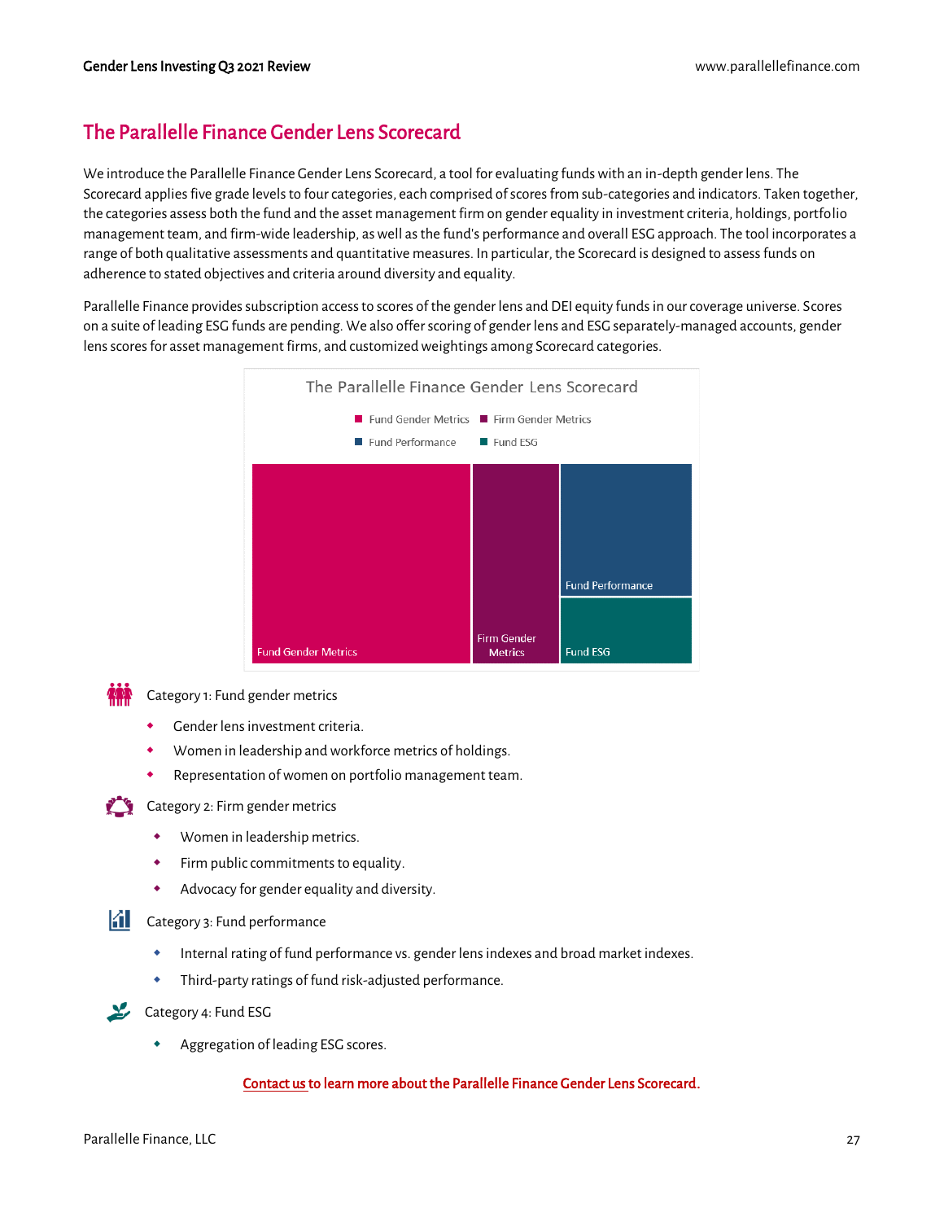## The Parallelle Finance Gender Lens Scorecard

We introduce the Parallelle Finance Gender Lens Scorecard, a tool for evaluating funds with an in-depth gender lens. The Scorecard applies five grade levels to four categories, each comprised of scores from sub-categories and indicators. Taken together, the categories assess both the fund and the asset management firm on gender equality in investment criteria, holdings, portfolio management team, and firm-wide leadership, as well as the fund's performance and overall ESG approach. The tool incorporates a range of both qualitative assessments and quantitative measures. In particular, the Scorecard is designed to assess funds on adherence to stated objectives and criteria around diversity and equality.

Parallelle Finance provides subscription access to scores of the gender lens and DEI equity funds in our coverage universe. Scores on a suite of leading ESG funds are pending. We also offer scoring of gender lens and ESG separately-managed accounts, gender lens scores for asset management firms, and customized weightings among Scorecard categories.

The Parallelle Finance Gender Lens Scorecard

Fund Gender Metrics | Firm Gender Metrics | Fund Performance | Fund ESG

Category 1: Fund gender metrics

- Gender lens investment criteria.
- Women in leadership and workforce metrics of holdings.
- Representation of women on portfolio management team.

Category 2: Firm gender metrics

- Women in leadership metrics.
- Firm public commitments to equality.
- Advocacy for gender equality and diversity.

Category 3: Fund performance

- Internal rating of fund performance vs. gender lens indexes and broad market indexes.
- Third-party ratings of fund risk-adjusted performance.

Category 4: Fund ESG

- Aggregation of leading ESG scores.

**Contact us to learn more about the Parallelle Finance Gender Lens Scorecard.**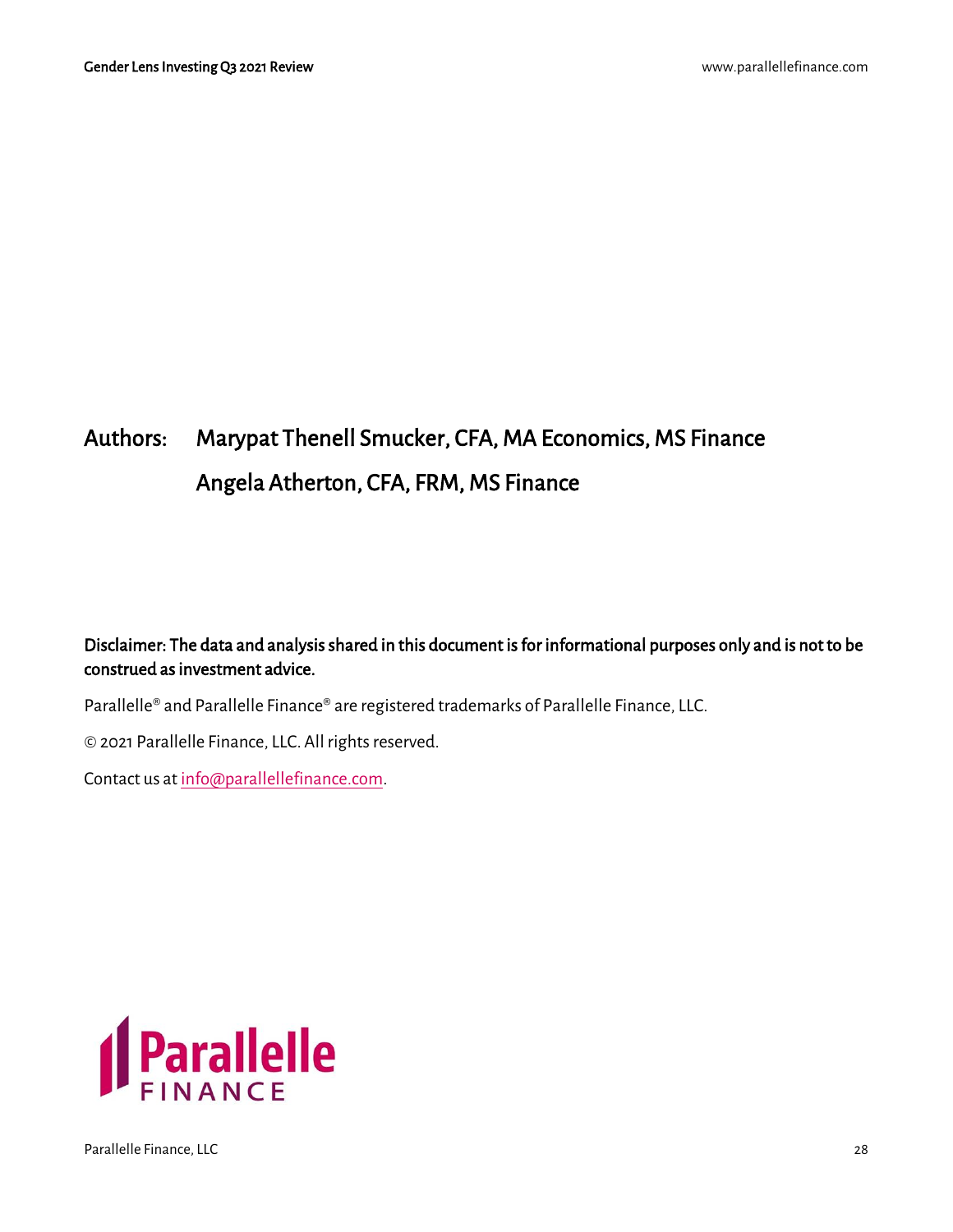**Authors:** Marypat Thenell Smucker, CFA, MA Economics, MS Finance
Angela Atherton, CFA, FRM, MS Finance

**Disclaimer: The data and analysis shared in this document is for informational purposes only and is not to be construed as investment advice.**

Parallelle® and Parallelle Finance® are registered trademarks of Parallelle Finance, LLC.

© 2021 Parallelle Finance, LLC. All rights reserved.

Contact us at info@parallellefinance.com.

Parallelle FINANCE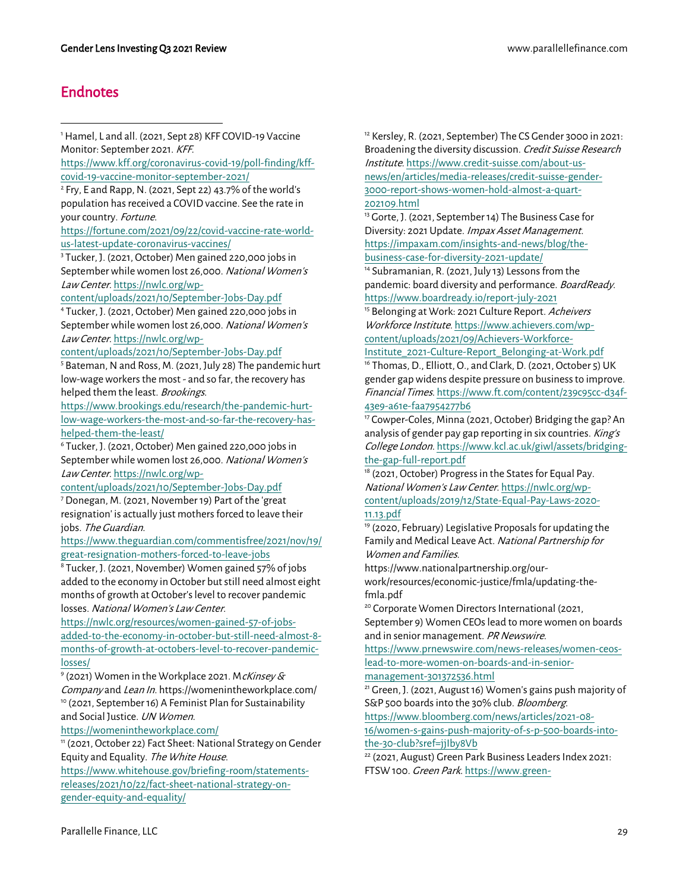## Endnotes

[1] Hamel, L and all. (2021, Sept 28) KFF COVID-19 Vaccine Monitor: September 2021. *KFF*. https://www.kff.org/coronavirus-covid-19/poll-finding/kff-covid-19-vaccine-monitor-september-2021/

[2] Fry, E and Rapp, N. (2021, Sept 22) 43.7% of the world's population has received a COVID vaccine. See the rate in your country. *Fortune*. https://fortune.com/2021/09/22/covid-vaccine-rate-world-us-latest-update-coronavirus-vaccines/

[3] Tucker, J. (2021, October) Men gained 220,000 jobs in September while women lost 26,000. *National Women's Law Center*. https://nwlc.org/wp-content/uploads/2021/10/September-Jobs-Day.pdf

[4] Tucker, J. (2021, October) Men gained 220,000 jobs in September while women lost 26,000. *National Women's Law Center*. https://nwlc.org/wp-content/uploads/2021/10/September-Jobs-Day.pdf

[5] Bateman, N and Ross, M. (2021, July 28) The pandemic hurt low-wage workers the most - and so far, the recovery has helped them the least. *Brookings*. https://www.brookings.edu/research/the-pandemic-hurt-low-wage-workers-the-most-and-so-far-the-recovery-has-helped-them-the-least/

[6] Tucker, J. (2021, October) Men gained 220,000 jobs in September while women lost 26,000. *National Women's Law Center*. https://nwlc.org/wp-content/uploads/2021/10/September-Jobs-Day.pdf

[7] Donegan, M. (2021, November 19) Part of the 'great resignation' is actually just mothers forced to leave their jobs. *The Guardian*. https://www.theguardian.com/commentisfree/2021/nov/19/great-resignation-mothers-forced-to-leave-jobs

[8] Tucker, J. (2021, November) Women gained 57% of jobs added to the economy in October but still need almost eight months of growth at October's level to recover pandemic losses. *National Women's Law Center*. https://nwlc.org/resources/women-gained-57-of-jobs-added-to-the-economy-in-october-but-still-need-almost-8-months-of-growth-at-octobers-level-to-recover-pandemic-losses/

[9] (2021) Women in the Workplace 2021. M*cKinsey & Company* and *Lean In*. https://womenintheworkplace.com/

[10] (2021, September 16) A Feminist Plan for Sustainability and Social Justice. *UN Women*. https://womenintheworkplace.com/

[11] (2021, October 22) Fact Sheet: National Strategy on Gender Equity and Equality. *The White House*. https://www.whitehouse.gov/briefing-room/statements-releases/2021/10/22/fact-sheet-national-strategy-on-gender-equity-and-equality/

[12] Kersley, R. (2021, September) The CS Gender 3000 in 2021: Broadening the diversity discussion. *Credit Suisse Research Institute*. https://www.credit-suisse.com/about-us-news/en/articles/media-releases/credit-suisse-gender-3000-report-shows-women-hold-almost-a-quart-202109.html

[13] Gorte, J. (2021, September 14) The Business Case for Diversity: 2021 Update. *Impax Asset Management*. https://impaxam.com/insights-and-news/blog/the-business-case-for-diversity-2021-update/

[14] Subramanian, R. (2021, July 13) Lessons from the pandemic: board diversity and performance. *BoardReady*. https://www.boardready.io/report-july-2021

[15] Belonging at Work: 2021 Culture Report. *Acheivers Workforce Institute*. https://www.achievers.com/wp-content/uploads/2021/09/Achievers-Workforce-Institute_2021-Culture-Report_Belonging-at-Work.pdf

[16] Thomas, D., Elliott, O., and Clark, D. (2021, October 5) UK gender gap widens despite pressure on business to improve. *Financial Times*. https://www.ft.com/content/239c95cc-d34f-43e9-a61e-faa7954277b6

[17] Cowper-Coles, Minna (2021, October) Bridging the gap? An analysis of gender pay gap reporting in six countries. *King's College London*. https://www.kcl.ac.uk/giwl/assets/bridging-the-gap-full-report.pdf

[18] (2021, October) Progress in the States for Equal Pay. *National Women's Law Center*. https://nwlc.org/wp-content/uploads/2019/12/State-Equal-Pay-Laws-2020-11.13.pdf

[19] (2020, February) Legislative Proposals for updating the Family and Medical Leave Act. *National Partnership for Women and Families*. https://www.nationalpartnership.org/our-work/resources/economic-justice/fmla/updating-the-fmla.pdf

[20] Corporate Women Directors International (2021, September 9) Women CEOs lead to more women on boards and in senior management. *PR Newswire*. https://www.prnewswire.com/news-releases/women-ceos-lead-to-more-women-on-boards-and-in-senior-management-301372536.html

[21] Green, J. (2021, August 16) Women's gains push majority of S&P 500 boards into the 30% club. *Bloomberg*. https://www.bloomberg.com/news/articles/2021-08-16/women-s-gains-push-majority-of-s-p-500-boards-into-the-30-club?sref=jjIby8Vb

[22] (2021, August) Green Park Business Leaders Index 2021: FTSW 100. *Green Park*. https://www.green-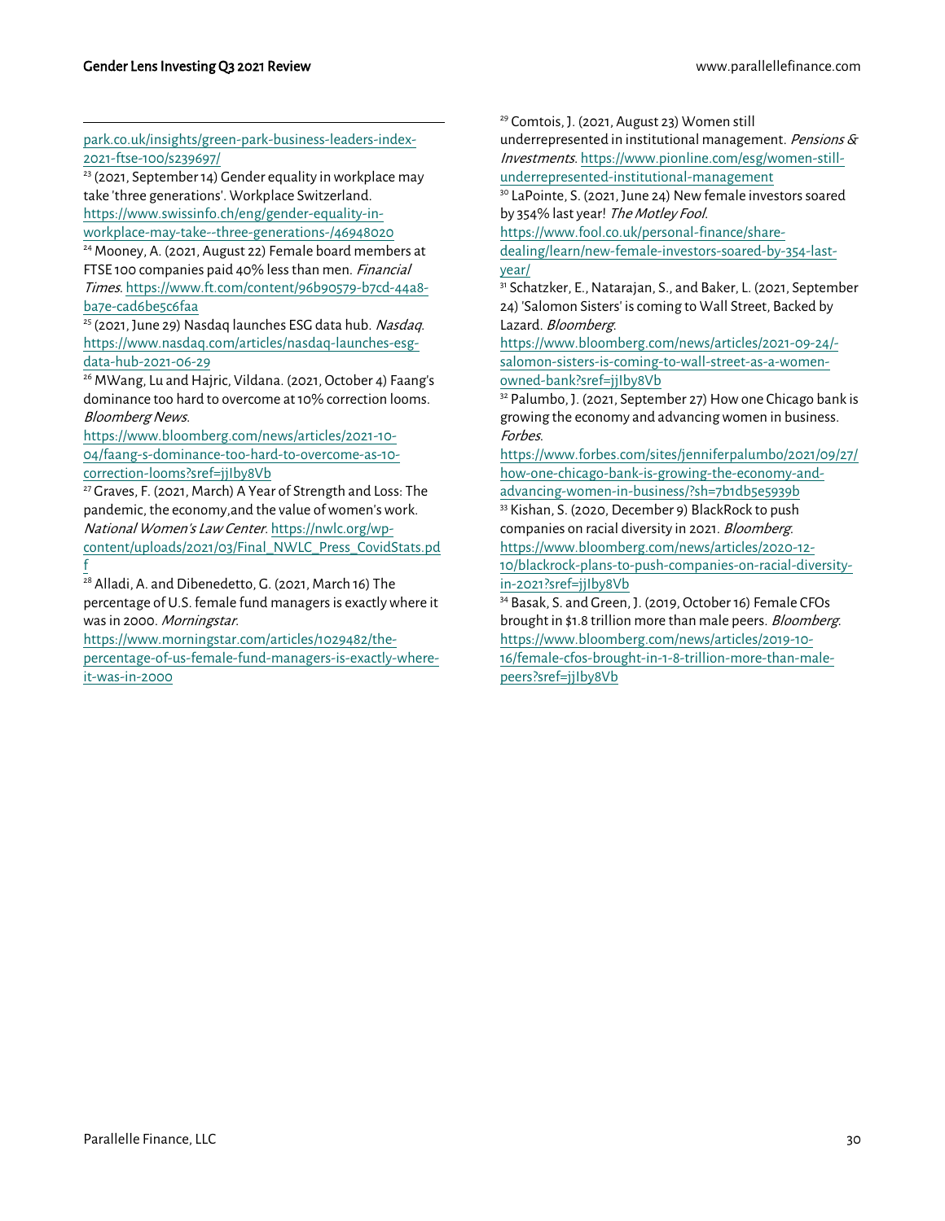park.co.uk/insights/green-park-business-leaders-index-2021-ftse-100/s239697/

[23] (2021, September 14) Gender equality in workplace may take 'three generations'. Workplace Switzerland. https://www.swissinfo.ch/eng/gender-equality-in-workplace-may-take--three-generations-/46948020

[24] Mooney, A. (2021, August 22) Female board members at FTSE 100 companies paid 40% less than men. *Financial Times*. https://www.ft.com/content/96b90579-b7cd-44a8-ba7e-cad6be5c6faa

[25] (2021, June 29) Nasdaq launches ESG data hub. *Nasdaq*. https://www.nasdaq.com/articles/nasdaq-launches-esg-data-hub-2021-06-29

[26] MWang, Lu and Hajric, Vildana. (2021, October 4) Faang's dominance too hard to overcome at 10% correction looms. *Bloomberg News*. https://www.bloomberg.com/news/articles/2021-10-04/faang-s-dominance-too-hard-to-overcome-as-10-correction-looms?sref=jjIby8Vb

[27] Graves, F. (2021, March) A Year of Strength and Loss: The pandemic, the economy,and the value of women's work. *National Women's Law Center*. https://nwlc.org/wp-content/uploads/2021/03/Final_NWLC_Press_CovidStats.pdf

[28] Alladi, A. and Dibenedetto, G. (2021, March 16) The percentage of U.S. female fund managers is exactly where it was in 2000. *Morningstar*. https://www.morningstar.com/articles/1029482/the-percentage-of-us-female-fund-managers-is-exactly-where-it-was-in-2000

[29] Comtois, J. (2021, August 23) Women still underrepresented in institutional management. *Pensions & Investments*. https://www.pionline.com/esg/women-still-underrepresented-institutional-management

[30] LaPointe, S. (2021, June 24) New female investors soared by 354% last year! *The Motley Fool*. https://www.fool.co.uk/personal-finance/share-dealing/learn/new-female-investors-soared-by-354-last-year/

[31] Schatzker, E., Natarajan, S., and Baker, L. (2021, September 24) 'Salomon Sisters' is coming to Wall Street, Backed by Lazard. *Bloomberg*. https://www.bloomberg.com/news/articles/2021-09-24/-salomon-sisters-is-coming-to-wall-street-as-a-women-owned-bank?sref=jjIby8Vb

[32] Palumbo, J. (2021, September 27) How one Chicago bank is growing the economy and advancing women in business. *Forbes*. https://www.forbes.com/sites/jenniferpalumbo/2021/09/27/how-one-chicago-bank-is-growing-the-economy-and-advancing-women-in-business/?sh=7b1db5e5939b

[33] Kishan, S. (2020, December 9) BlackRock to push companies on racial diversity in 2021. *Bloomberg*. https://www.bloomberg.com/news/articles/2020-12-10/blackrock-plans-to-push-companies-on-racial-diversity-in-2021?sref=jjIby8Vb

[34] Basak, S. and Green, J. (2019, October 16) Female CFOs brought in $1.8 trillion more than male peers. *Bloomberg*. https://www.bloomberg.com/news/articles/2019-10-16/female-cfos-brought-in-1-8-trillion-more-than-male-peers?sref=jjIby8Vb